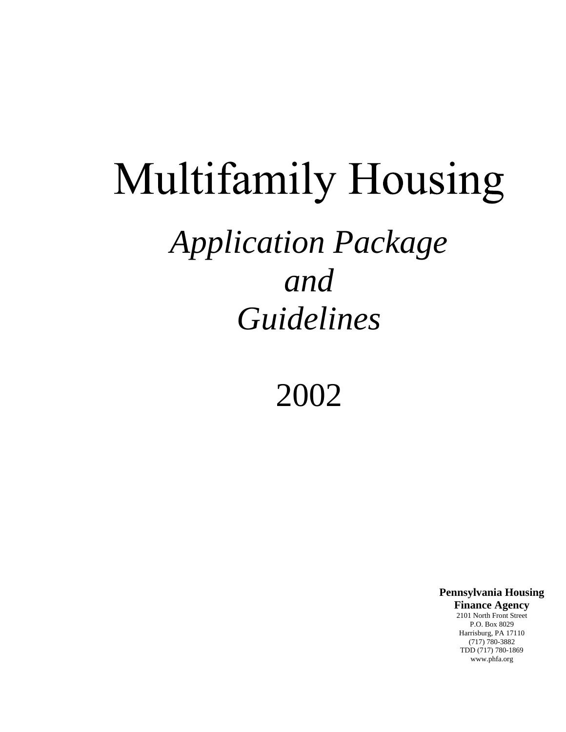# Multifamily Housing

## *Application Package and Guidelines*

## 2002

**Pennsylvania Housing Finance Agency**
2101 North Front Street
P.O. Box 8029
Harrisburg, PA 17110
(717) 780-3882
TDD (717) 780-1869
www.phfa.org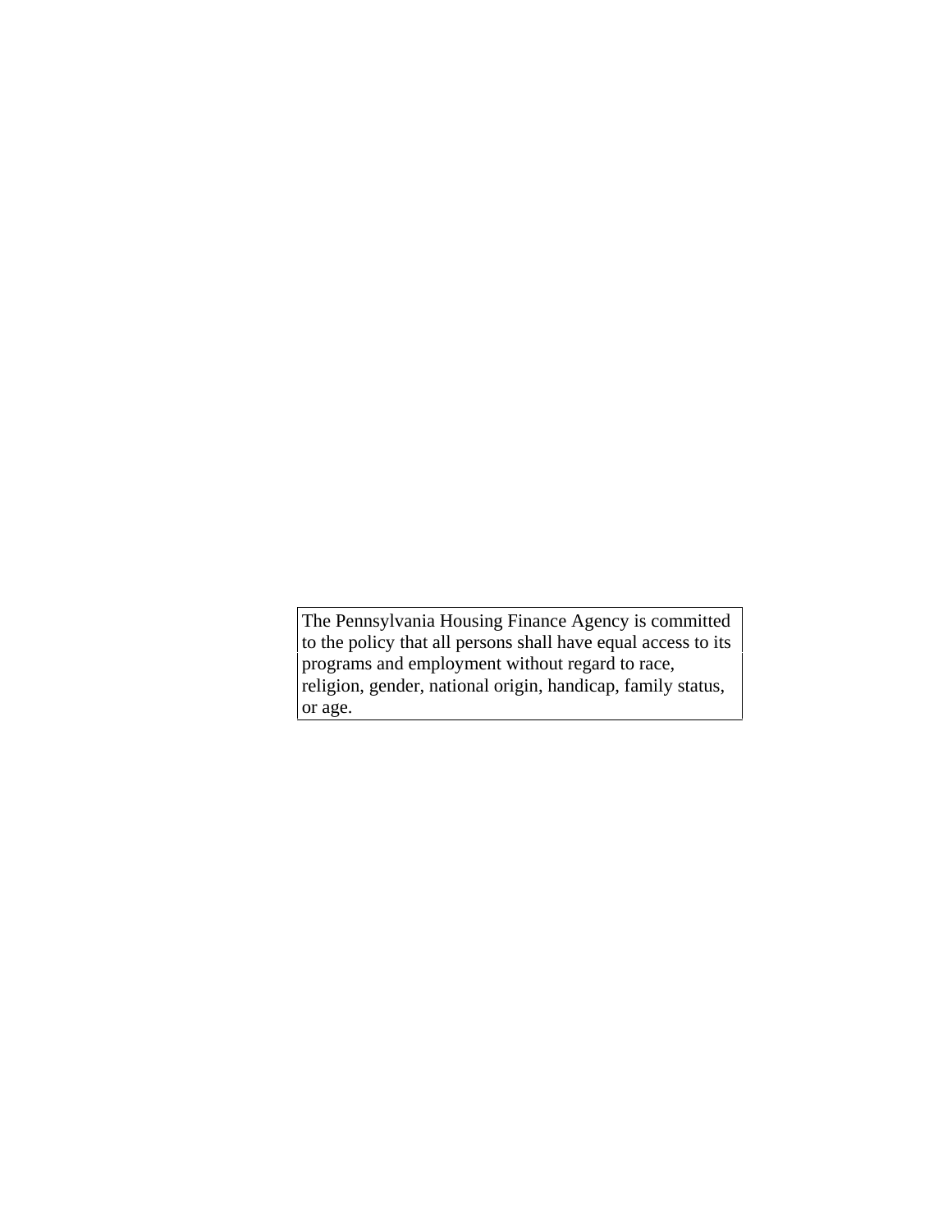The Pennsylvania Housing Finance Agency is committed to the policy that all persons shall have equal access to its programs and employment without regard to race, religion, gender, national origin, handicap, family status, or age.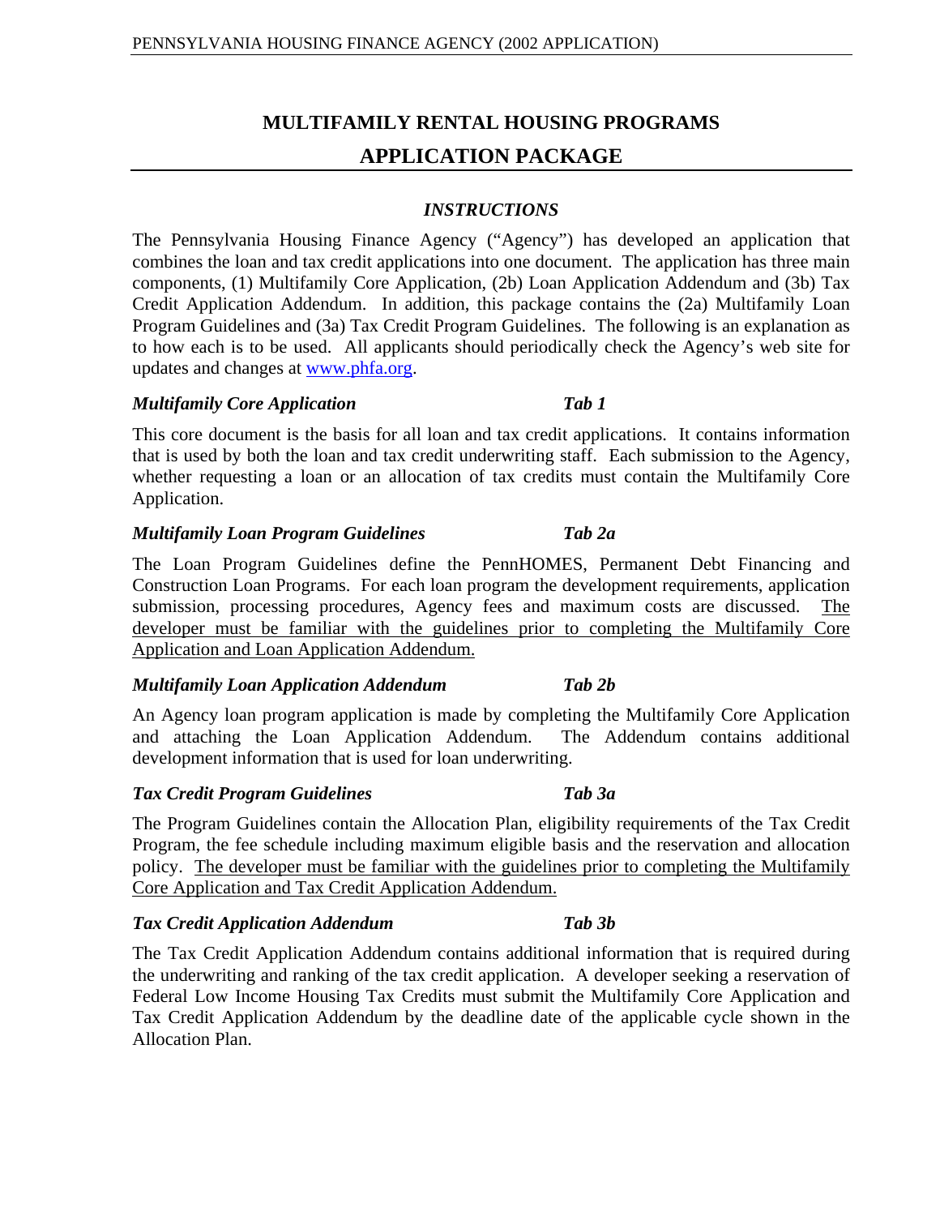# MULTIFAMILY RENTAL HOUSING PROGRAMS

# APPLICATION PACKAGE

## *INSTRUCTIONS*

The Pennsylvania Housing Finance Agency ("Agency") has developed an application that combines the loan and tax credit applications into one document. The application has three main components, (1) Multifamily Core Application, (2b) Loan Application Addendum and (3b) Tax Credit Application Addendum. In addition, this package contains the (2a) Multifamily Loan Program Guidelines and (3a) Tax Credit Program Guidelines. The following is an explanation as to how each is to be used. All applicants should periodically check the Agency's web site for updates and changes at www.phfa.org.

### *Multifamily Core Application* — *Tab 1*

This core document is the basis for all loan and tax credit applications. It contains information that is used by both the loan and tax credit underwriting staff. Each submission to the Agency, whether requesting a loan or an allocation of tax credits must contain the Multifamily Core Application.

### *Multifamily Loan Program Guidelines* — *Tab 2a*

The Loan Program Guidelines define the PennHOMES, Permanent Debt Financing and Construction Loan Programs. For each loan program the development requirements, application submission, processing procedures, Agency fees and maximum costs are discussed. <u>The developer must be familiar with the guidelines prior to completing the Multifamily Core Application and Loan Application Addendum.</u>

### *Multifamily Loan Application Addendum* — *Tab 2b*

An Agency loan program application is made by completing the Multifamily Core Application and attaching the Loan Application Addendum. The Addendum contains additional development information that is used for loan underwriting.

### *Tax Credit Program Guidelines* — *Tab 3a*

The Program Guidelines contain the Allocation Plan, eligibility requirements of the Tax Credit Program, the fee schedule including maximum eligible basis and the reservation and allocation policy. <u>The developer must be familiar with the guidelines prior to completing the Multifamily Core Application and Tax Credit Application Addendum.</u>

### *Tax Credit Application Addendum* — *Tab 3b*

The Tax Credit Application Addendum contains additional information that is required during the underwriting and ranking of the tax credit application. A developer seeking a reservation of Federal Low Income Housing Tax Credits must submit the Multifamily Core Application and Tax Credit Application Addendum by the deadline date of the applicable cycle shown in the Allocation Plan.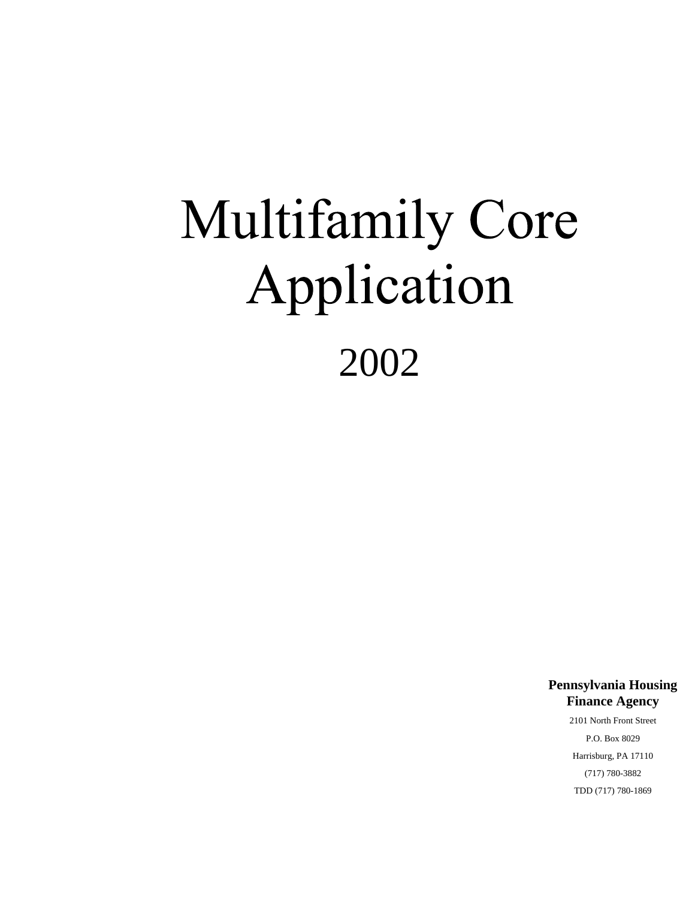# Multifamily Core Application

## 2002

**Pennsylvania Housing Finance Agency**

2101 North Front Street

P.O. Box 8029

Harrisburg, PA 17110

(717) 780-3882

TDD (717) 780-1869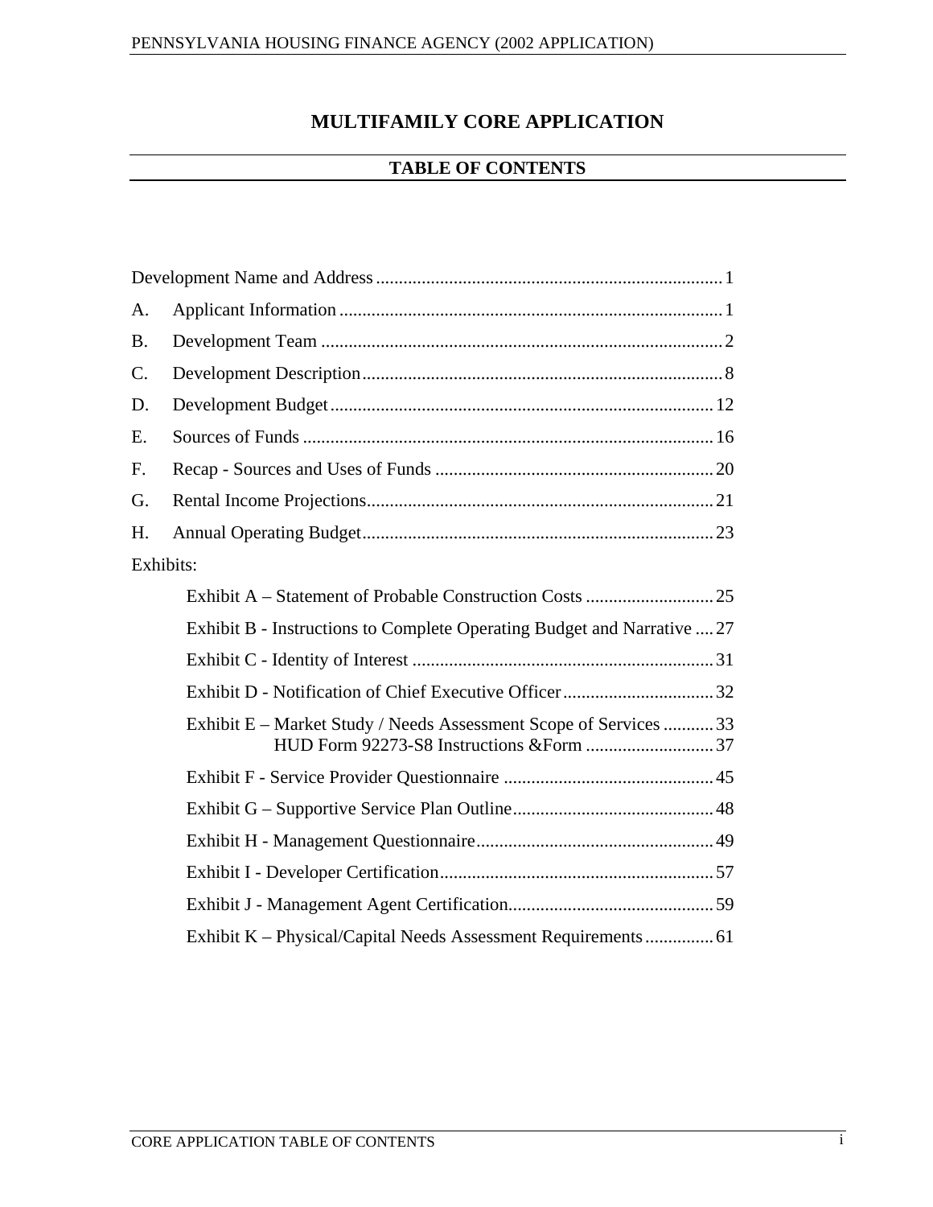# MULTIFAMILY CORE APPLICATION

## TABLE OF CONTENTS

Development Name and Address ........................................................................... 1

A. Applicant Information ................................................................................... 1

B. Development Team ........................................................................................ 2

C. Development Description .............................................................................. 8

D. Development Budget .................................................................................... 12

E. Sources of Funds .......................................................................................... 16

F. Recap - Sources and Uses of Funds ............................................................. 20

G. Rental Income Projections ............................................................................ 21

H. Annual Operating Budget ............................................................................. 23

Exhibits:

- Exhibit A – Statement of Probable Construction Costs ............................ 25
- Exhibit B - Instructions to Complete Operating Budget and Narrative .... 27
- Exhibit C - Identity of Interest .................................................................. 31
- Exhibit D - Notification of Chief Executive Officer ................................. 32
- Exhibit E – Market Study / Needs Assessment Scope of Services ........... 33
  HUD Form 92273-S8 Instructions &Form ............................ 37
- Exhibit F - Service Provider Questionnaire .............................................. 45
- Exhibit G – Supportive Service Plan Outline ............................................ 48
- Exhibit H - Management Questionnaire .................................................... 49
- Exhibit I - Developer Certification ............................................................ 57
- Exhibit J - Management Agent Certification ............................................. 59
- Exhibit K – Physical/Capital Needs Assessment Requirements ............... 61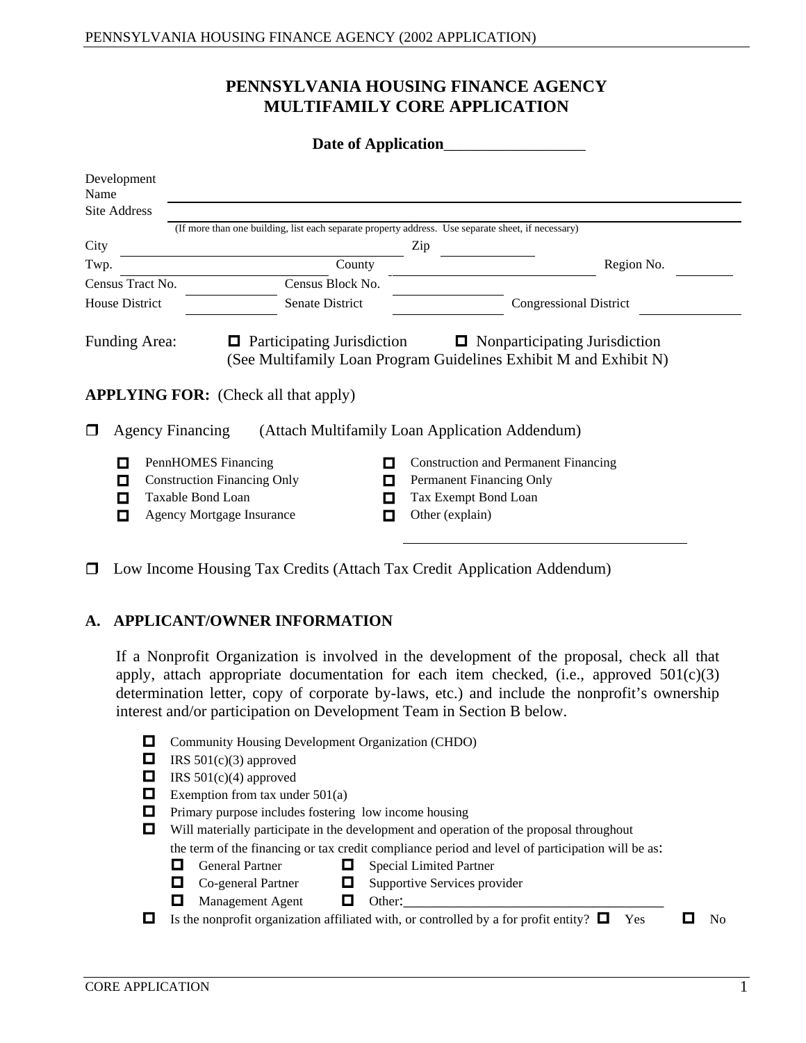# PENNSYLVANIA HOUSING FINANCE AGENCY
# MULTIFAMILY CORE APPLICATION

**Date of Application**__________________

Development Name ______________________________________________

Site Address ______________________________________________

(If more than one building, list each separate property address. Use separate sheet, if necessary)

City ____________________ Zip __________

Twp. ____________________ County ____________________ Region No. ________

Census Tract No. __________ Census Block No. __________

House District __________ Senate District __________ Congressional District __________

Funding Area: ☐ Participating Jurisdiction ☐ Nonparticipating Jurisdiction
(See Multifamily Loan Program Guidelines Exhibit M and Exhibit N)

**APPLYING FOR:** (Check all that apply)

☐ Agency Financing (Attach Multifamily Loan Application Addendum)

- ☐ PennHOMES Financing
- ☐ Construction Financing Only
- ☐ Taxable Bond Loan
- ☐ Agency Mortgage Insurance
- ☐ Construction and Permanent Financing
- ☐ Permanent Financing Only
- ☐ Tax Exempt Bond Loan
- ☐ Other (explain) ______________________________

☐ Low Income Housing Tax Credits (Attach Tax Credit Application Addendum)

## A. APPLICANT/OWNER INFORMATION

If a Nonprofit Organization is involved in the development of the proposal, check all that apply, attach appropriate documentation for each item checked, (i.e., approved 501(c)(3) determination letter, copy of corporate by-laws, etc.) and include the nonprofit's ownership interest and/or participation on Development Team in Section B below.

- ☐ Community Housing Development Organization (CHDO)
- ☐ IRS 501(c)(3) approved
- ☐ IRS 501(c)(4) approved
- ☐ Exemption from tax under 501(a)
- ☐ Primary purpose includes fostering low income housing
- ☐ Will materially participate in the development and operation of the proposal throughout the term of the financing or tax credit compliance period and level of participation will be as:
  - ☐ General Partner
  - ☐ Co-general Partner
  - ☐ Management Agent
  - ☐ Special Limited Partner
  - ☐ Supportive Services provider
  - ☐ Other:______________________________
- ☐ Is the nonprofit organization affiliated with, or controlled by a for profit entity? ☐ Yes ☐ No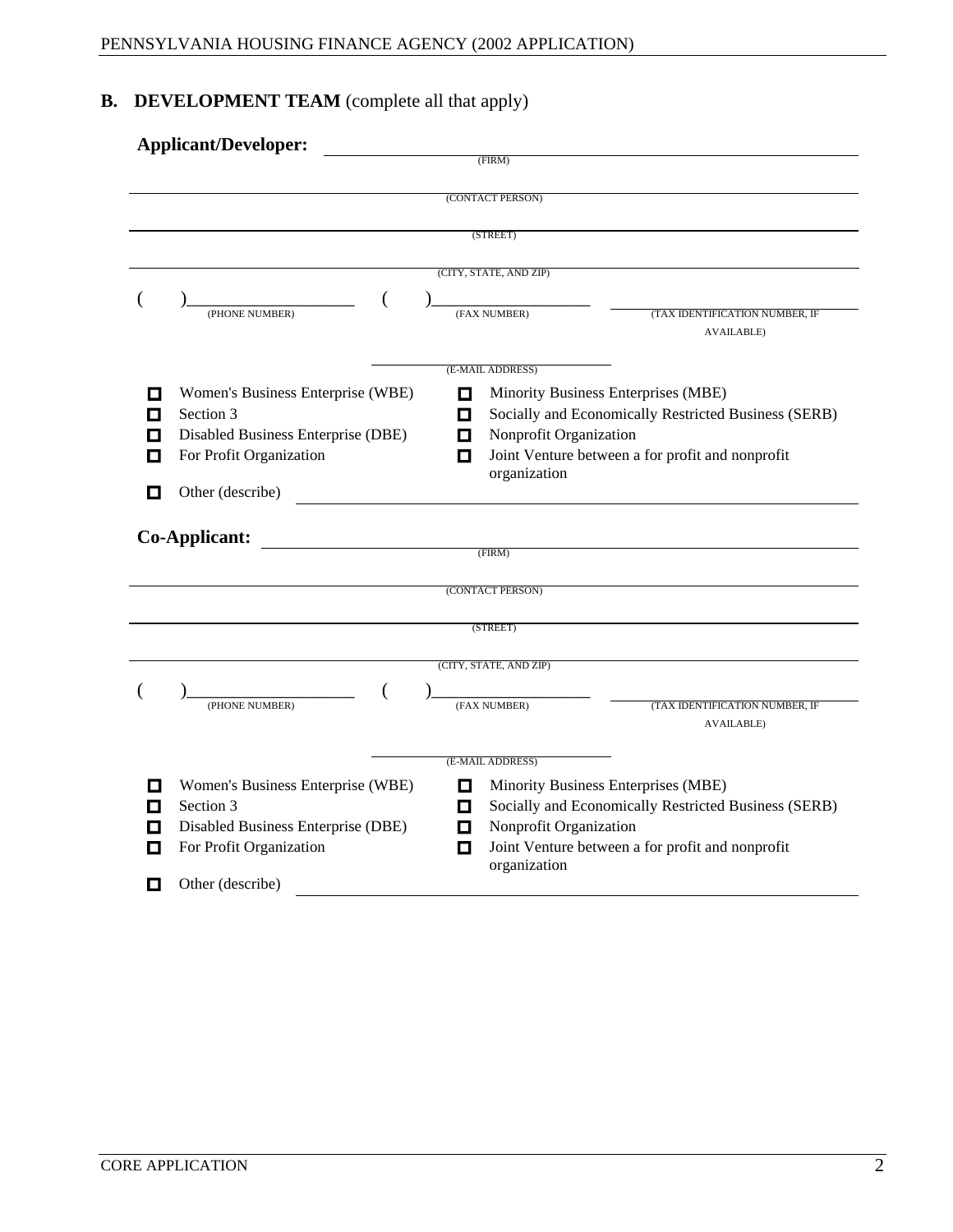## B. DEVELOPMENT TEAM (complete all that apply)

**Applicant/Developer:** ______________________________
(FIRM)

______________________________
(CONTACT PERSON)

______________________________
(STREET)

______________________________
(CITY, STATE, AND ZIP)

( )____________________ ( )____________________ ______________________________
(PHONE NUMBER) (FAX NUMBER) (TAX IDENTIFICATION NUMBER, IF AVAILABLE)

______________________________
(E-MAIL ADDRESS)

- ☐ Women's Business Enterprise (WBE)
- ☐ Minority Business Enterprises (MBE)
- ☐ Section 3
- ☐ Socially and Economically Restricted Business (SERB)
- ☐ Disabled Business Enterprise (DBE)
- ☐ Nonprofit Organization
- ☐ For Profit Organization
- ☐ Joint Venture between a for profit and nonprofit organization
- ☐ Other (describe) ______________________________

**Co-Applicant:** ______________________________
(FIRM)

______________________________
(CONTACT PERSON)

______________________________
(STREET)

______________________________
(CITY, STATE, AND ZIP)

( )____________________ ( )____________________ ______________________________
(PHONE NUMBER) (FAX NUMBER) (TAX IDENTIFICATION NUMBER, IF AVAILABLE)

______________________________
(E-MAIL ADDRESS)

- ☐ Women's Business Enterprise (WBE)
- ☐ Minority Business Enterprises (MBE)
- ☐ Section 3
- ☐ Socially and Economically Restricted Business (SERB)
- ☐ Disabled Business Enterprise (DBE)
- ☐ Nonprofit Organization
- ☐ For Profit Organization
- ☐ Joint Venture between a for profit and nonprofit organization
- ☐ Other (describe) ______________________________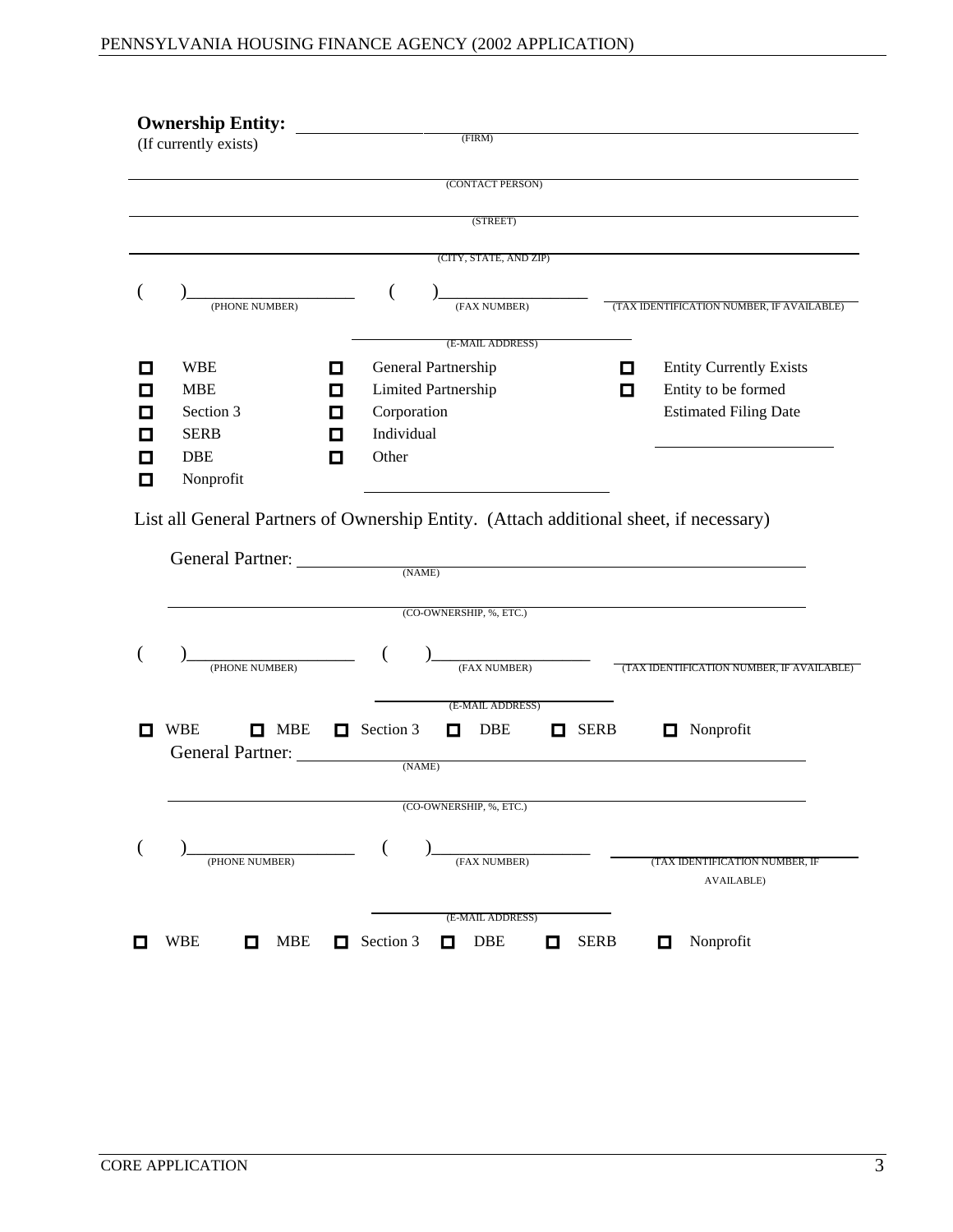**Ownership Entity:** ______________________________________________
(If currently exists)
(FIRM)

______________________________________________
(CONTACT PERSON)

______________________________________________
(STREET)

______________________________________________
(CITY, STATE, AND ZIP)

(      )__________________ (      )__________________ ______________________
(PHONE NUMBER) (FAX NUMBER) (TAX IDENTIFICATION NUMBER, IF AVAILABLE)

______________________
(E-MAIL ADDRESS)

| | | |
|---|---|---|
| ☐ WBE | ☐ General Partnership | ☐ Entity Currently Exists |
| ☐ MBE | ☐ Limited Partnership | ☐ Entity to be formed |
| ☐ Section 3 | ☐ Corporation | Estimated Filing Date |
| ☐ SERB | ☐ Individual | ______________________ |
| ☐ DBE | ☐ Other | |
| ☐ Nonprofit | ______________________ | |

List all General Partners of Ownership Entity. (Attach additional sheet, if necessary)

General Partner: ______________________________________________
(NAME)

______________________________________________
(CO-OWNERSHIP, %, ETC.)

(      )__________________ (      )__________________ ______________________
(PHONE NUMBER) (FAX NUMBER) (TAX IDENTIFICATION NUMBER, IF AVAILABLE)

______________________
(E-MAIL ADDRESS)

☐ WBE ☐ MBE ☐ Section 3 ☐ DBE ☐ SERB ☐ Nonprofit

General Partner: ______________________________________________
(NAME)

______________________________________________
(CO-OWNERSHIP, %, ETC.)

(      )__________________ (      )__________________ ______________________
(PHONE NUMBER) (FAX NUMBER) (TAX IDENTIFICATION NUMBER, IF AVAILABLE)

______________________
(E-MAIL ADDRESS)

☐ WBE ☐ MBE ☐ Section 3 ☐ DBE ☐ SERB ☐ Nonprofit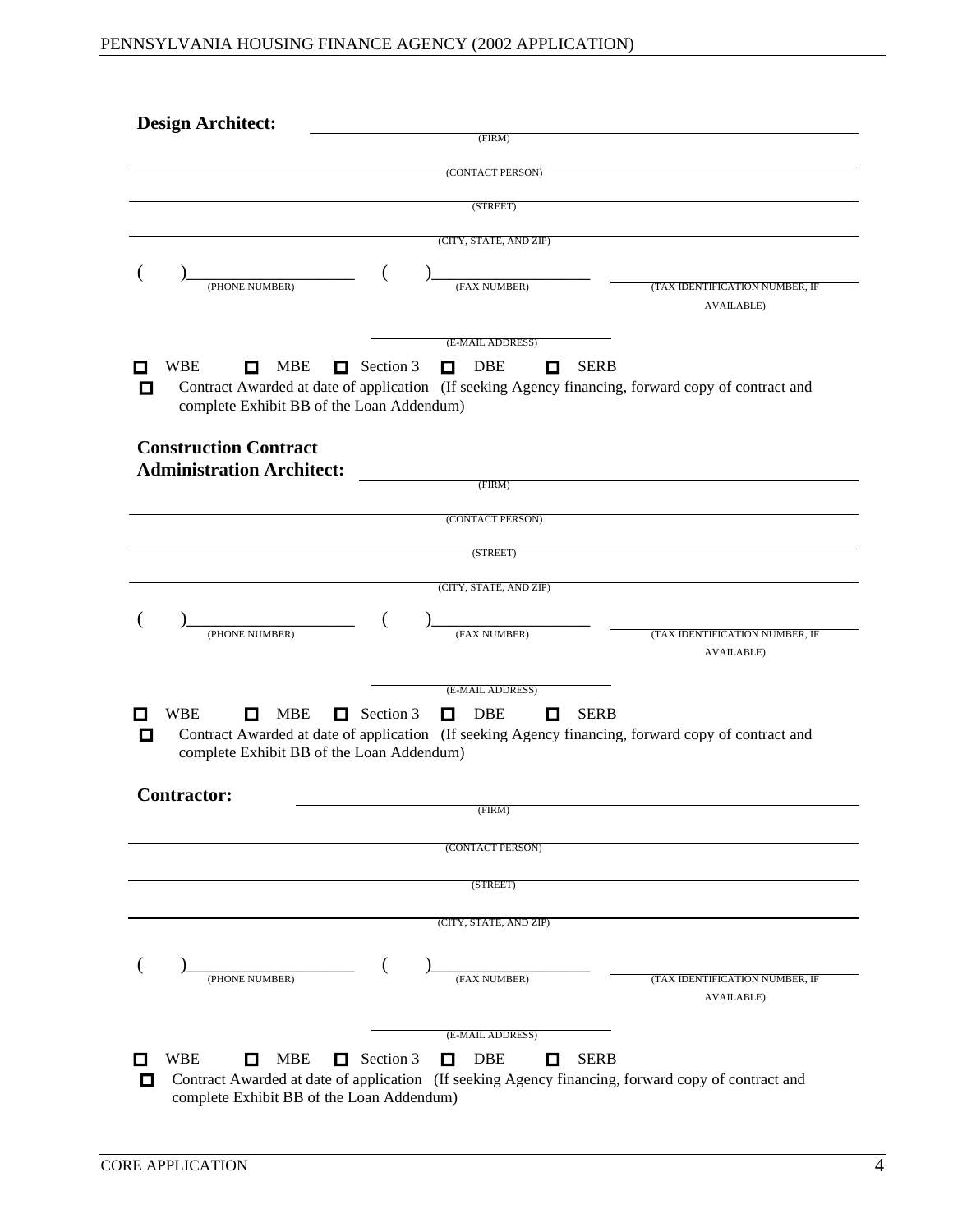**Design Architect:** ______________________________________________
(FIRM)

______________________________________________
(CONTACT PERSON)

______________________________________________
(STREET)

______________________________________________
(CITY, STATE, AND ZIP)

( )____________________ ( )____________________ ____________________
(PHONE NUMBER) (FAX NUMBER) (TAX IDENTIFICATION NUMBER, IF AVAILABLE)

____________________
(E-MAIL ADDRESS)

☐ WBE ☐ MBE ☐ Section 3 ☐ DBE ☐ SERB

☐ Contract Awarded at date of application (If seeking Agency financing, forward copy of contract and complete Exhibit BB of the Loan Addendum)

**Construction Contract Administration Architect:** ______________________________________________
(FIRM)

______________________________________________
(CONTACT PERSON)

______________________________________________
(STREET)

______________________________________________
(CITY, STATE, AND ZIP)

( )____________________ ( )____________________ ____________________
(PHONE NUMBER) (FAX NUMBER) (TAX IDENTIFICATION NUMBER, IF AVAILABLE)

____________________
(E-MAIL ADDRESS)

☐ WBE ☐ MBE ☐ Section 3 ☐ DBE ☐ SERB

☐ Contract Awarded at date of application (If seeking Agency financing, forward copy of contract and complete Exhibit BB of the Loan Addendum)

**Contractor:** ______________________________________________
(FIRM)

______________________________________________
(CONTACT PERSON)

______________________________________________
(STREET)

______________________________________________
(CITY, STATE, AND ZIP)

( )____________________ ( )____________________ ____________________
(PHONE NUMBER) (FAX NUMBER) (TAX IDENTIFICATION NUMBER, IF AVAILABLE)

____________________
(E-MAIL ADDRESS)

☐ WBE ☐ MBE ☐ Section 3 ☐ DBE ☐ SERB

☐ Contract Awarded at date of application (If seeking Agency financing, forward copy of contract and complete Exhibit BB of the Loan Addendum)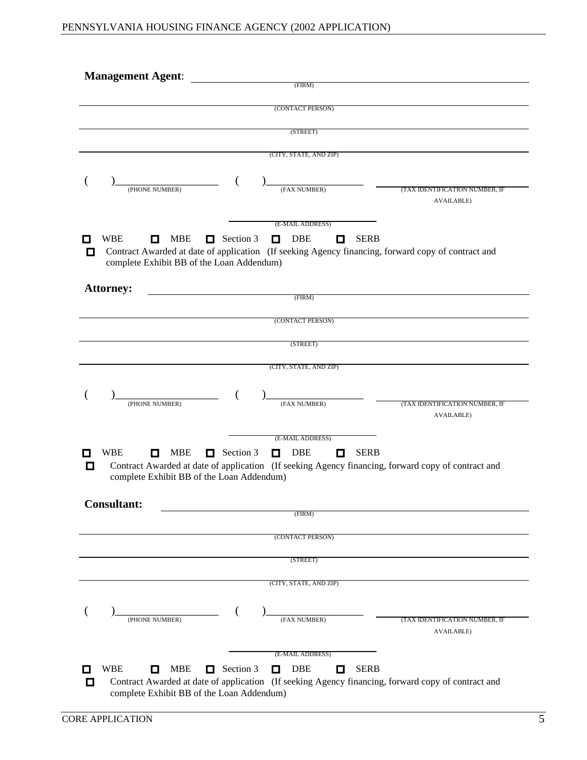**Management Agent**: ______________________________________________
(FIRM)

______________________________________________
(CONTACT PERSON)

______________________________________________
(STREET)

______________________________________________
(CITY, STATE, AND ZIP)

(     )____________________ (PHONE NUMBER)     (     )____________________ (FAX NUMBER)     ____________________ (TAX IDENTIFICATION NUMBER, IF AVAILABLE)

____________________
(E-MAIL ADDRESS)

☐ WBE ☐ MBE ☐ Section 3 ☐ DBE ☐ SERB

☐ Contract Awarded at date of application (If seeking Agency financing, forward copy of contract and complete Exhibit BB of the Loan Addendum)

**Attorney:** ______________________________________________
(FIRM)

______________________________________________
(CONTACT PERSON)

______________________________________________
(STREET)

______________________________________________
(CITY, STATE, AND ZIP)

(     )____________________ (PHONE NUMBER)     (     )____________________ (FAX NUMBER)     ____________________ (TAX IDENTIFICATION NUMBER, IF AVAILABLE)

____________________
(E-MAIL ADDRESS)

☐ WBE ☐ MBE ☐ Section 3 ☐ DBE ☐ SERB

☐ Contract Awarded at date of application (If seeking Agency financing, forward copy of contract and complete Exhibit BB of the Loan Addendum)

**Consultant:** ______________________________________________
(FIRM)

______________________________________________
(CONTACT PERSON)

______________________________________________
(STREET)

______________________________________________
(CITY, STATE, AND ZIP)

(     )____________________ (PHONE NUMBER)     (     )____________________ (FAX NUMBER)     ____________________ (TAX IDENTIFICATION NUMBER, IF AVAILABLE)

____________________
(E-MAIL ADDRESS)

☐ WBE ☐ MBE ☐ Section 3 ☐ DBE ☐ SERB

☐ Contract Awarded at date of application (If seeking Agency financing, forward copy of contract and complete Exhibit BB of the Loan Addendum)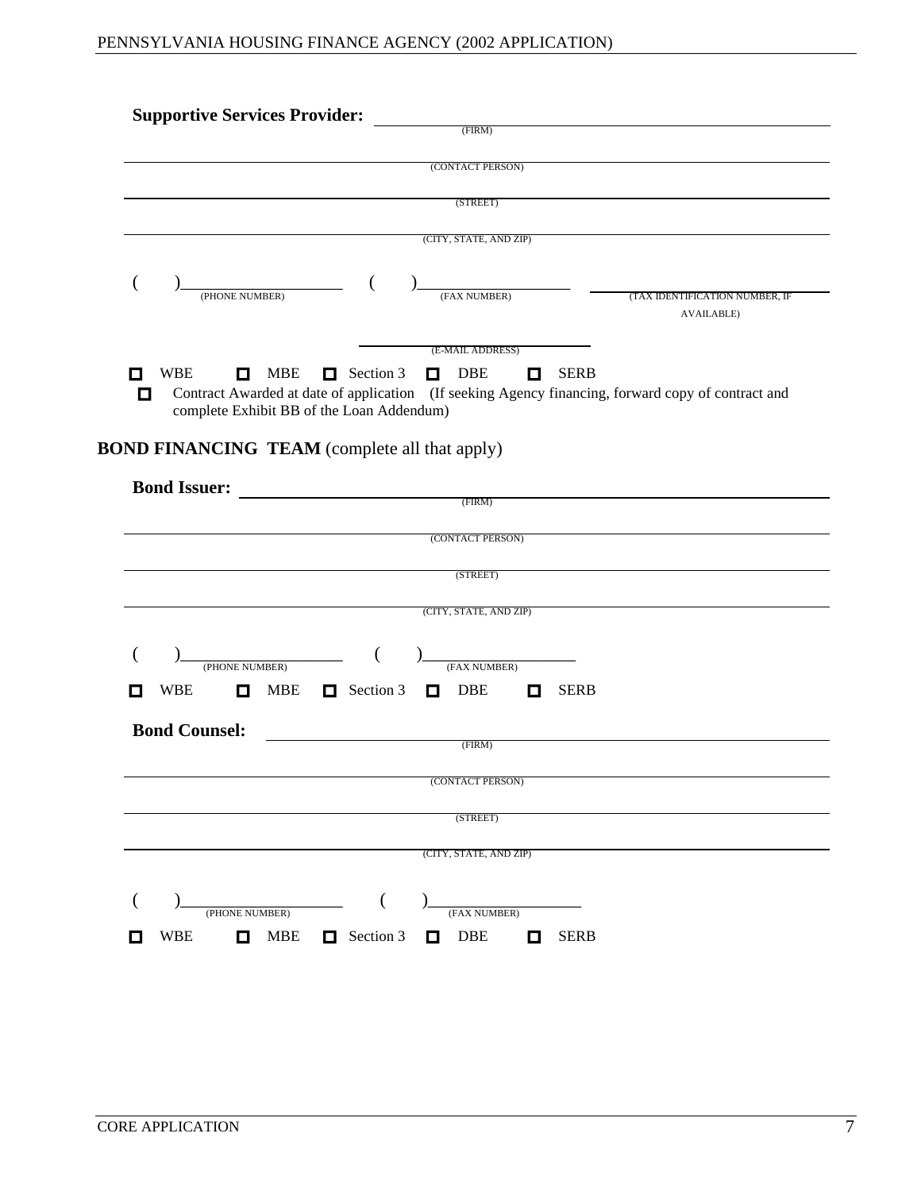**Supportive Services Provider:** ______________________________________________
(FIRM)

______________________________________________
(CONTACT PERSON)

______________________________________________
(STREET)

______________________________________________
(CITY, STATE, AND ZIP)

( )____________________ ( )____________________ ____________________
(PHONE NUMBER) (FAX NUMBER) (TAX IDENTIFICATION NUMBER, IF AVAILABLE)

____________________
(E-MAIL ADDRESS)

☐ WBE ☐ MBE ☐ Section 3 ☐ DBE ☐ SERB

☐ Contract Awarded at date of application (If seeking Agency financing, forward copy of contract and complete Exhibit BB of the Loan Addendum)

## BOND FINANCING TEAM (complete all that apply)

**Bond Issuer:** ______________________________________________
(FIRM)

______________________________________________
(CONTACT PERSON)

______________________________________________
(STREET)

______________________________________________
(CITY, STATE, AND ZIP)

( )____________________ ( )____________________
(PHONE NUMBER) (FAX NUMBER)

☐ WBE ☐ MBE ☐ Section 3 ☐ DBE ☐ SERB

**Bond Counsel:** ______________________________________________
(FIRM)

______________________________________________
(CONTACT PERSON)

______________________________________________
(STREET)

______________________________________________
(CITY, STATE, AND ZIP)

( )____________________ ( )____________________
(PHONE NUMBER) (FAX NUMBER)

☐ WBE ☐ MBE ☐ Section 3 ☐ DBE ☐ SERB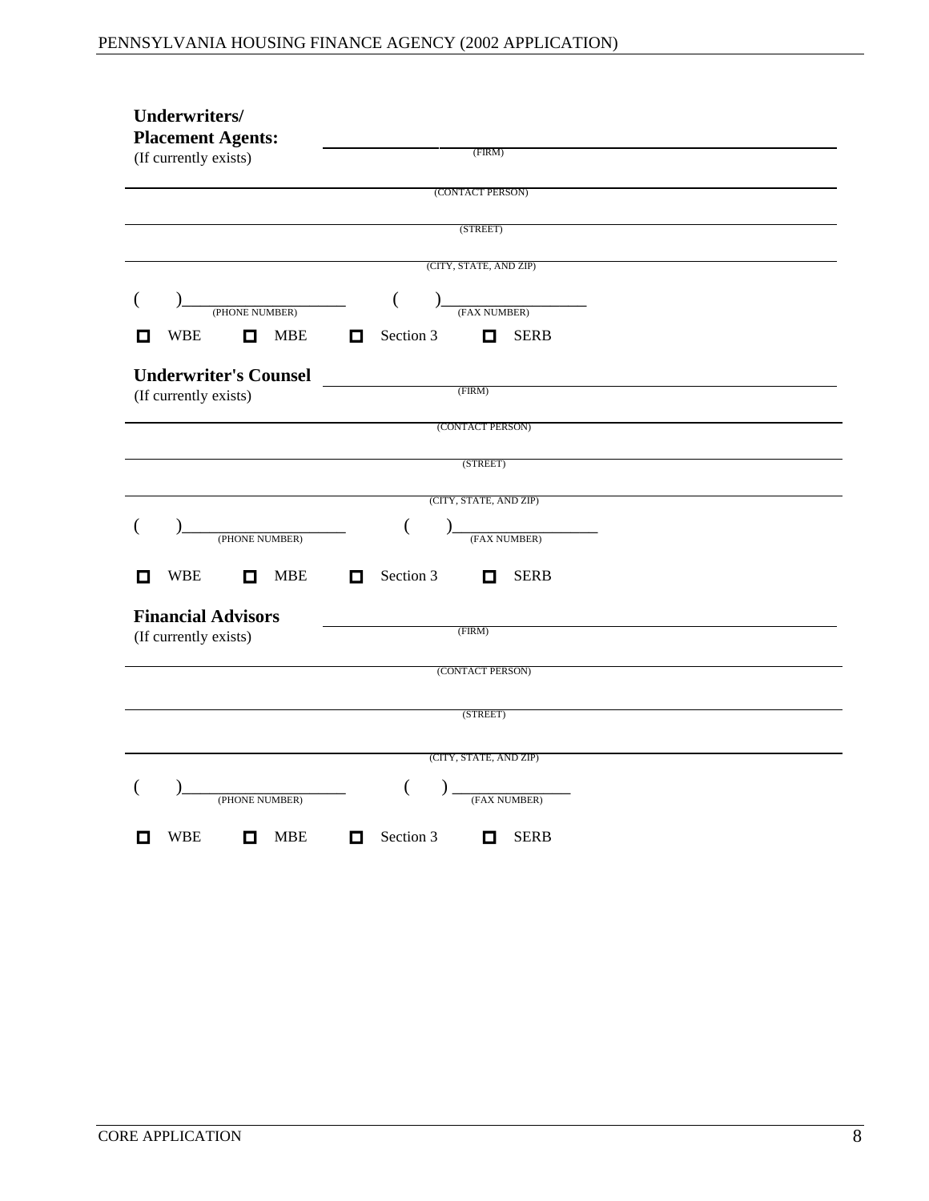**Underwriters/ Placement Agents:**
(If currently exists)

______________________________________
(FIRM)

______________________________________
(CONTACT PERSON)

______________________________________
(STREET)

______________________________________
(CITY, STATE, AND ZIP)

( )____________________ ( )____________________
(PHONE NUMBER) (FAX NUMBER)

☐ WBE ☐ MBE ☐ Section 3 ☐ SERB

**Underwriter's Counsel**
(If currently exists)

______________________________________
(FIRM)

______________________________________
(CONTACT PERSON)

______________________________________
(STREET)

______________________________________
(CITY, STATE, AND ZIP)

( )____________________ ( )____________________
(PHONE NUMBER) (FAX NUMBER)

☐ WBE ☐ MBE ☐ Section 3 ☐ SERB

**Financial Advisors**
(If currently exists)

______________________________________
(FIRM)

______________________________________
(CONTACT PERSON)

______________________________________
(STREET)

______________________________________
(CITY, STATE, AND ZIP)

( )____________________ ( )____________________
(PHONE NUMBER) (FAX NUMBER)

☐ WBE ☐ MBE ☐ Section 3 ☐ SERB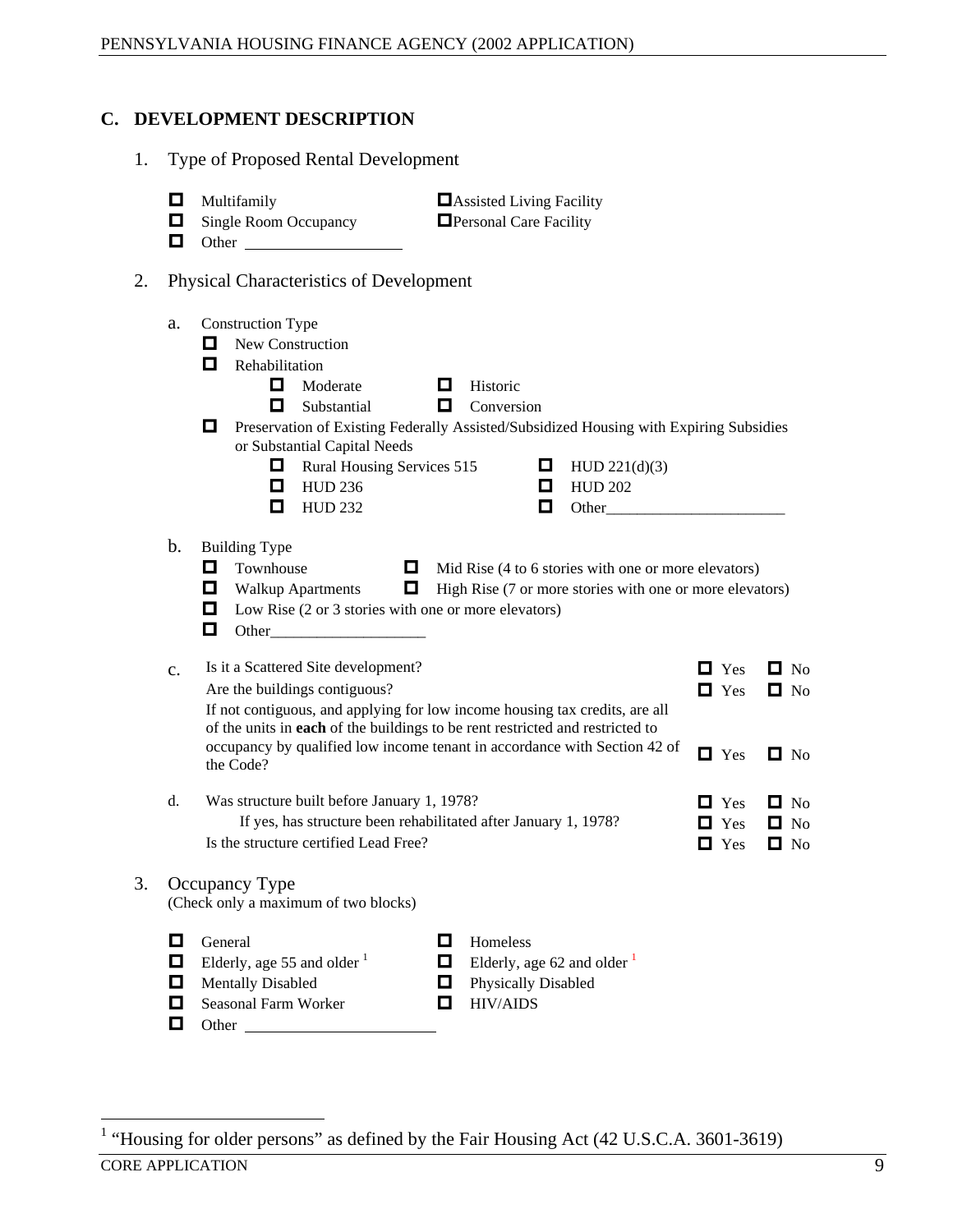## C. DEVELOPMENT DESCRIPTION

1. Type of Proposed Rental Development

- ☐ Multifamily
- ☐ Single Room Occupancy
- ☐ Other ____________________
- ☐ Assisted Living Facility
- ☐ Personal Care Facility

2. Physical Characteristics of Development

a. Construction Type

- ☐ New Construction
- ☐ Rehabilitation
  - ☐ Moderate
  - ☐ Substantial
  - ☐ Historic
  - ☐ Conversion
- ☐ Preservation of Existing Federally Assisted/Subsidized Housing with Expiring Subsidies or Substantial Capital Needs
  - ☐ Rural Housing Services 515
  - ☐ HUD 236
  - ☐ HUD 232
  - ☐ HUD 221(d)(3)
  - ☐ HUD 202
  - ☐ Other_______________________

b. Building Type

- ☐ Townhouse
- ☐ Walkup Apartments
- ☐ Low Rise (2 or 3 stories with one or more elevators)
- ☐ Other____________________
- ☐ Mid Rise (4 to 6 stories with one or more elevators)
- ☐ High Rise (7 or more stories with one or more elevators)

c.

| | | |
|---|---|---|
| Is it a Scattered Site development? | ☐ Yes | ☐ No |
| Are the buildings contiguous? | ☐ Yes | ☐ No |
| If not contiguous, and applying for low income housing tax credits, are all of the units in **each** of the buildings to be rent restricted and restricted to occupancy by qualified low income tenant in accordance with Section 42 of the Code? | ☐ Yes | ☐ No |

d.

| | | |
|---|---|---|
| Was structure built before January 1, 1978? | ☐ Yes | ☐ No |
| If yes, has structure been rehabilitated after January 1, 1978? | ☐ Yes | ☐ No |
| Is the structure certified Lead Free? | ☐ Yes | ☐ No |

3. Occupancy Type
(Check only a maximum of two blocks)

- ☐ General
- ☐ Elderly, age 55 and older [1]
- ☐ Mentally Disabled
- ☐ Seasonal Farm Worker
- ☐ Other ________________________
- ☐ Homeless
- ☐ Elderly, age 62 and older [1]
- ☐ Physically Disabled
- ☐ HIV/AIDS

[1] "Housing for older persons" as defined by the Fair Housing Act (42 U.S.C.A. 3601-3619)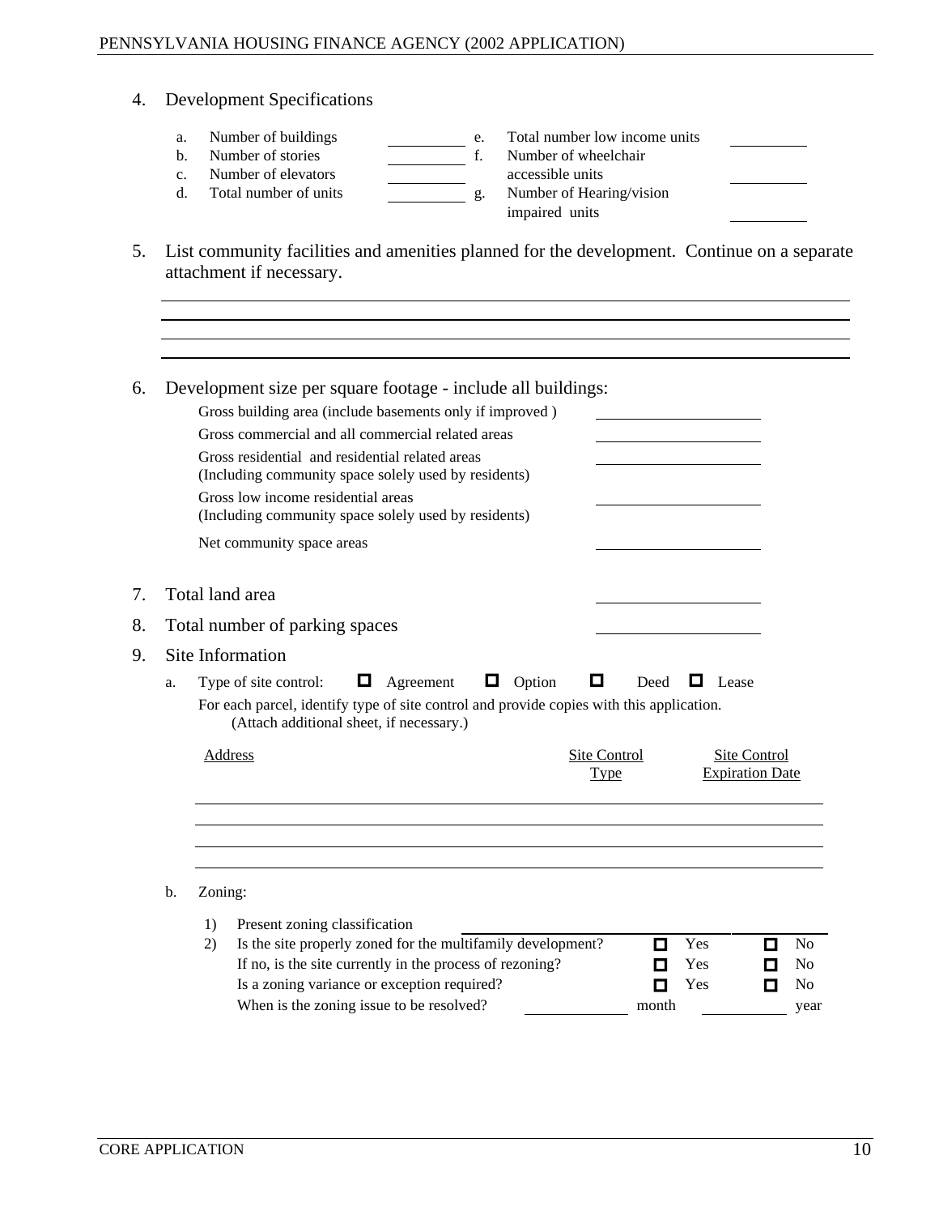4. Development Specifications

   a. Number of buildings \_\_\_\_\_\_\_\_\_\_
   b. Number of stories \_\_\_\_\_\_\_\_\_\_
   c. Number of elevators \_\_\_\_\_\_\_\_\_\_
   d. Total number of units \_\_\_\_\_\_\_\_\_\_
   e. Total number low income units \_\_\_\_\_\_\_\_\_\_
   f. Number of wheelchair accessible units \_\_\_\_\_\_\_\_\_\_
   g. Number of Hearing/vision impaired units \_\_\_\_\_\_\_\_\_\_

5. List community facilities and amenities planned for the development. Continue on a separate attachment if necessary.

   \_\_\_\_\_\_\_\_\_\_\_\_\_\_\_\_\_\_\_\_\_\_\_\_\_\_\_\_\_\_\_\_\_\_\_\_\_\_\_\_\_\_\_\_\_\_\_\_\_\_\_\_\_\_\_\_\_\_\_\_

   \_\_\_\_\_\_\_\_\_\_\_\_\_\_\_\_\_\_\_\_\_\_\_\_\_\_\_\_\_\_\_\_\_\_\_\_\_\_\_\_\_\_\_\_\_\_\_\_\_\_\_\_\_\_\_\_\_\_\_\_

   \_\_\_\_\_\_\_\_\_\_\_\_\_\_\_\_\_\_\_\_\_\_\_\_\_\_\_\_\_\_\_\_\_\_\_\_\_\_\_\_\_\_\_\_\_\_\_\_\_\_\_\_\_\_\_\_\_\_\_\_

   \_\_\_\_\_\_\_\_\_\_\_\_\_\_\_\_\_\_\_\_\_\_\_\_\_\_\_\_\_\_\_\_\_\_\_\_\_\_\_\_\_\_\_\_\_\_\_\_\_\_\_\_\_\_\_\_\_\_\_\_

6. Development size per square footage - include all buildings:

   Gross building area (include basements only if improved ) \_\_\_\_\_\_\_\_\_\_\_\_\_\_\_\_

   Gross commercial and all commercial related areas \_\_\_\_\_\_\_\_\_\_\_\_\_\_\_\_

   Gross residential and residential related areas (Including community space solely used by residents) \_\_\_\_\_\_\_\_\_\_\_\_\_\_\_\_

   Gross low income residential areas (Including community space solely used by residents) \_\_\_\_\_\_\_\_\_\_\_\_\_\_\_\_

   Net community space areas \_\_\_\_\_\_\_\_\_\_\_\_\_\_\_\_

7. Total land area \_\_\_\_\_\_\_\_\_\_\_\_\_\_\_\_

8. Total number of parking spaces \_\_\_\_\_\_\_\_\_\_\_\_\_\_\_\_

9. Site Information

   a. Type of site control: ☐ Agreement ☐ Option ☐ Deed ☐ Lease

      For each parcel, identify type of site control and provide copies with this application. (Attach additional sheet, if necessary.)

      | Address | Site Control Type | Site Control Expiration Date |
      |---|---|---|
      | | | |
      | | | |
      | | | |
      | | | |

   b. Zoning:

      1) Present zoning classification \_\_\_\_\_\_\_\_\_\_\_\_\_\_\_\_\_\_\_\_\_\_\_\_\_\_\_\_
      2) Is the site properly zoned for the multifamily development? ☐ Yes ☐ No

         If no, is the site currently in the process of rezoning? ☐ Yes ☐ No

         Is a zoning variance or exception required? ☐ Yes ☐ No

         When is the zoning issue to be resolved? \_\_\_\_\_\_\_\_\_\_ month \_\_\_\_\_\_\_\_\_\_ year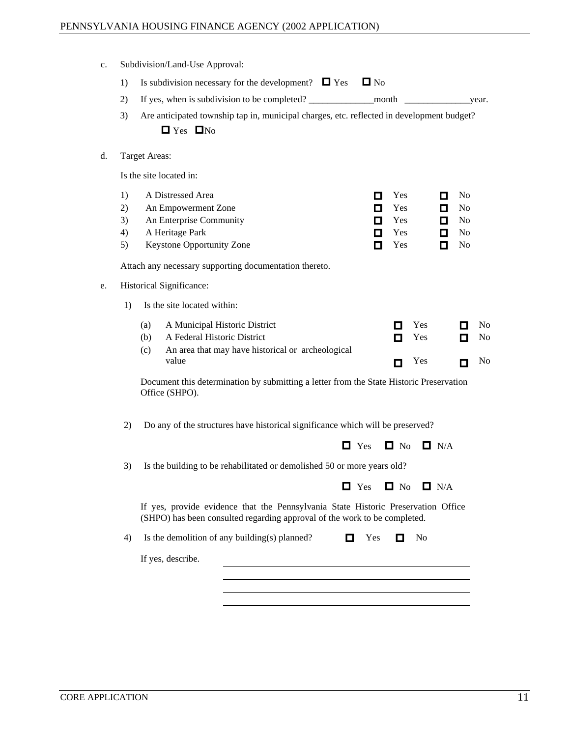c. Subdivision/Land-Use Approval:

1) Is subdivision necessary for the development? ☐ Yes ☐ No

2) If yes, when is subdivision to be completed? ______________month ______________year.

3) Are anticipated township tap in, municipal charges, etc. reflected in development budget?

   ☐ Yes ☐ No

d. Target Areas:

Is the site located in:

| | | | |
|---|---|---|---|
| 1) | A Distressed Area | ☐ Yes | ☐ No |
| 2) | An Empowerment Zone | ☐ Yes | ☐ No |
| 3) | An Enterprise Community | ☐ Yes | ☐ No |
| 4) | A Heritage Park | ☐ Yes | ☐ No |
| 5) | Keystone Opportunity Zone | ☐ Yes | ☐ No |

Attach any necessary supporting documentation thereto.

e. Historical Significance:

1) Is the site located within:

| | | | |
|---|---|---|---|
| (a) | A Municipal Historic District | ☐ Yes | ☐ No |
| (b) | A Federal Historic District | ☐ Yes | ☐ No |
| (c) | An area that may have historical or archeological value | ☐ Yes | ☐ No |

Document this determination by submitting a letter from the State Historic Preservation Office (SHPO).

2) Do any of the structures have historical significance which will be preserved?

   ☐ Yes ☐ No ☐ N/A

3) Is the building to be rehabilitated or demolished 50 or more years old?

   ☐ Yes ☐ No ☐ N/A

   If yes, provide evidence that the Pennsylvania State Historic Preservation Office (SHPO) has been consulted regarding approval of the work to be completed.

4) Is the demolition of any building(s) planned? ☐ Yes ☐ No

   If yes, describe. ____________________________________________

   ____________________________________________

   ____________________________________________

   ____________________________________________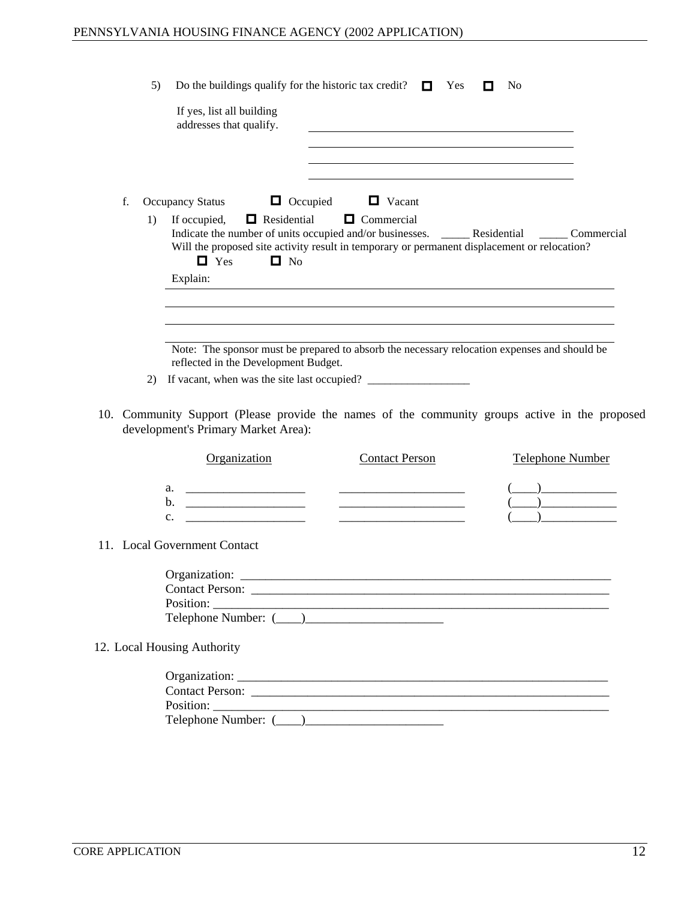5) Do the buildings qualify for the historic tax credit? ☐ Yes ☐ No

If yes, list all building addresses that qualify. ______________________________________________

______________________________________________

______________________________________________

______________________________________________

f. Occupancy Status ☐ Occupied ☐ Vacant

1) If occupied, ☐ Residential ☐ Commercial

Indicate the number of units occupied and/or businesses. _____ Residential _____ Commercial

Will the proposed site activity result in temporary or permanent displacement or relocation?

☐ Yes ☐ No

Explain: ______________________________________________

______________________________________________

______________________________________________

______________________________________________

Note: The sponsor must be prepared to absorb the necessary relocation expenses and should be reflected in the Development Budget.

2) If vacant, when was the site last occupied? __________________

10. Community Support (Please provide the names of the community groups active in the proposed development's Primary Market Area):

| Organization | Contact Person | Telephone Number |
|---|---|---|
| a. ____________________ | _____________________ | (____)____________ |
| b. ____________________ | _____________________ | (____)____________ |
| c. ____________________ | _____________________ | (____)____________ |

11. Local Government Contact

Organization: ______________________________________________

Contact Person: ______________________________________________

Position: ______________________________________________

Telephone Number: (____)______________________

12. Local Housing Authority

Organization: ______________________________________________

Contact Person: ______________________________________________

Position: ______________________________________________

Telephone Number: (____)______________________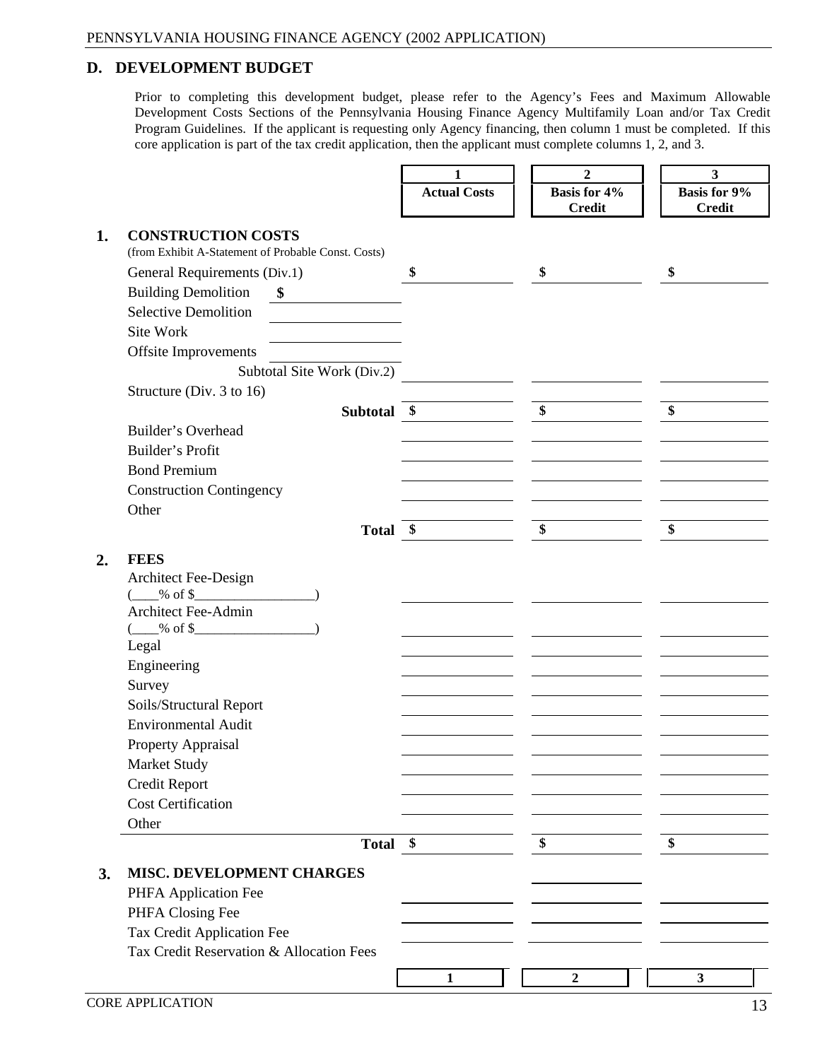## D. DEVELOPMENT BUDGET

Prior to completing this development budget, please refer to the Agency's Fees and Maximum Allowable Development Costs Sections of the Pennsylvania Housing Finance Agency Multifamily Loan and/or Tax Credit Program Guidelines. If the applicant is requesting only Agency financing, then column 1 must be completed. If this core application is part of the tax credit application, then the applicant must complete columns 1, 2, and 3.

| | | 1<br>Actual Costs | 2<br>Basis for 4% Credit | 3<br>Basis for 9% Credit |
|---|---|---|---|---|
| **1.** | **CONSTRUCTION COSTS**<br>(from Exhibit A-Statement of Probable Const. Costs) | | | |
| | General Requirements (Div.1) | $ | $ | $ |
| | Building Demolition $ ______ | | | |
| | Selective Demolition ______ | | | |
| | Site Work ______ | | | |
| | Offsite Improvements ______ | | | |
| | Subtotal Site Work (Div.2) | | | |
| | Structure (Div. 3 to 16) | | | |
| | **Subtotal** | $ | $ | $ |
| | Builder's Overhead | | | |
| | Builder's Profit | | | |
| | Bond Premium | | | |
| | Construction Contingency | | | |
| | Other | | | |
| | **Total** | $ | $ | $ |
| **2.** | **FEES** | | | |
| | Architect Fee-Design<br>(____% of $__________________) | | | |
| | Architect Fee-Admin<br>(____% of $__________________) | | | |
| | Legal | | | |
| | Engineering | | | |
| | Survey | | | |
| | Soils/Structural Report | | | |
| | Environmental Audit | | | |
| | Property Appraisal | | | |
| | Market Study | | | |
| | Credit Report | | | |
| | Cost Certification | | | |
| | Other | | | |
| | **Total** | $ | $ | $ |
| **3.** | **MISC. DEVELOPMENT CHARGES** | | | |
| | PHFA Application Fee | | | |
| | PHFA Closing Fee | | | |
| | Tax Credit Application Fee | | | |
| | Tax Credit Reservation & Allocation Fees | | | |
| | | 1 | 2 | 3 |

CORE APPLICATION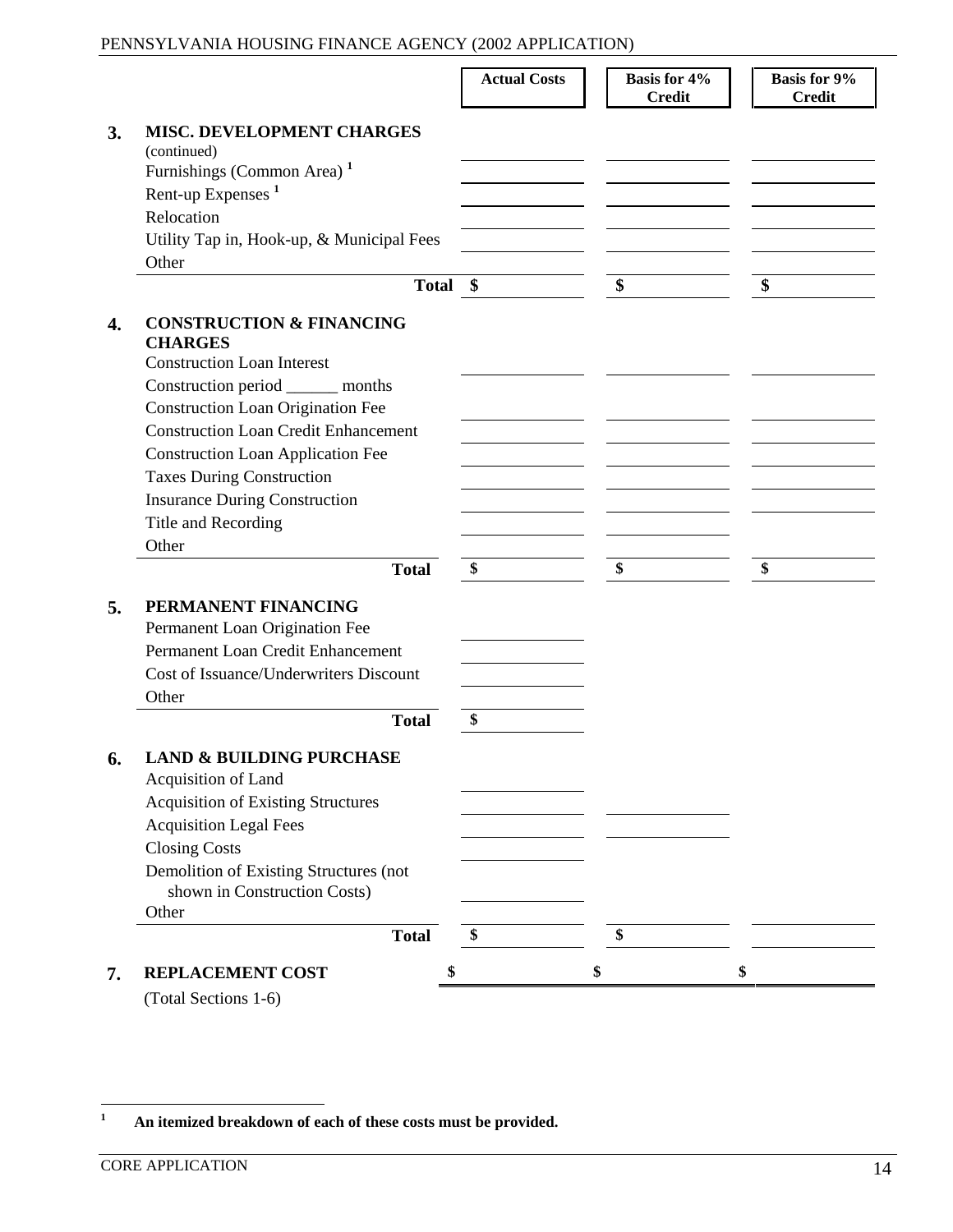| | | Actual Costs | Basis for 4% Credit | Basis for 9% Credit |
|---|---|---|---|---|
| **3.** | **MISC. DEVELOPMENT CHARGES** (continued) | | | |
| | Furnishings (Common Area) [1] | | | |
| | Rent-up Expenses [1] | | | |
| | Relocation | | | |
| | Utility Tap in, Hook-up, & Municipal Fees | | | |
| | Other | | | |
| | **Total** | **$** | **$** | **$** |
| **4.** | **CONSTRUCTION & FINANCING CHARGES** | | | |
| | Construction Loan Interest | | | |
| | Construction period ______ months | | | |
| | Construction Loan Origination Fee | | | |
| | Construction Loan Credit Enhancement | | | |
| | Construction Loan Application Fee | | | |
| | Taxes During Construction | | | |
| | Insurance During Construction | | | |
| | Title and Recording | | | |
| | Other | | | |
| | **Total** | **$** | **$** | **$** |
| **5.** | **PERMANENT FINANCING** | | | |
| | Permanent Loan Origination Fee | | | |
| | Permanent Loan Credit Enhancement | | | |
| | Cost of Issuance/Underwriters Discount | | | |
| | Other | | | |
| | **Total** | **$** | | |
| **6.** | **LAND & BUILDING PURCHASE** | | | |
| | Acquisition of Land | | | |
| | Acquisition of Existing Structures | | | |
| | Acquisition Legal Fees | | | |
| | Closing Costs | | | |
| | Demolition of Existing Structures (not shown in Construction Costs) | | | |
| | Other | | | |
| | **Total** | **$** | **$** | |
| **7.** | **REPLACEMENT COST** (Total Sections 1-6) | **$** | **$** | **$** |

[1] **An itemized breakdown of each of these costs must be provided.**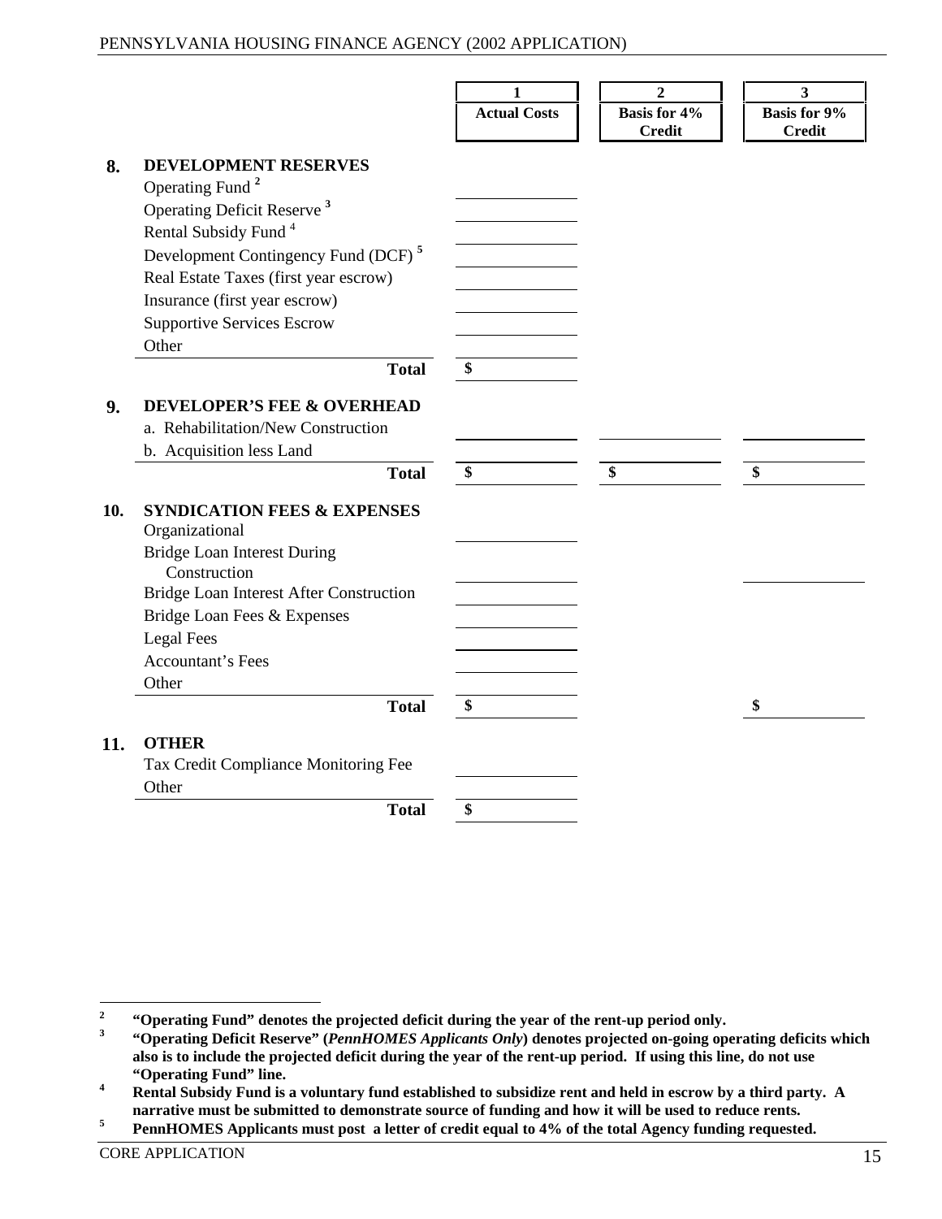| | | 1<br>Actual Costs | 2<br>Basis for 4% Credit | 3<br>Basis for 9% Credit |
|---|---|---|---|---|
| **8.** | **DEVELOPMENT RESERVES** | | | |
| | Operating Fund [2] | | | |
| | Operating Deficit Reserve [3] | | | |
| | Rental Subsidy Fund [4] | | | |
| | Development Contingency Fund (DCF) [5] | | | |
| | Real Estate Taxes (first year escrow) | | | |
| | Insurance (first year escrow) | | | |
| | Supportive Services Escrow | | | |
| | Other | | | |
| | **Total** | $ | | |
| **9.** | **DEVELOPER'S FEE & OVERHEAD** | | | |
| | a. Rehabilitation/New Construction | | | |
| | b. Acquisition less Land | | | |
| | **Total** | $ | $ | $ |
| **10.** | **SYNDICATION FEES & EXPENSES** | | | |
| | Organizational | | | |
| | Bridge Loan Interest During Construction | | | |
| | Bridge Loan Interest After Construction | | | |
| | Bridge Loan Fees & Expenses | | | |
| | Legal Fees | | | |
| | Accountant's Fees | | | |
| | Other | | | |
| | **Total** | $ | | $ |
| **11.** | **OTHER** | | | |
| | Tax Credit Compliance Monitoring Fee | | | |
| | Other | | | |
| | **Total** | $ | | |

[2] **"Operating Fund" denotes the projected deficit during the year of the rent-up period only.**

[3] **"Operating Deficit Reserve" (*PennHOMES Applicants Only*) denotes projected on-going operating deficits which also is to include the projected deficit during the year of the rent-up period. If using this line, do not use "Operating Fund" line.**

[4] **Rental Subsidy Fund is a voluntary fund established to subsidize rent and held in escrow by a third party. A narrative must be submitted to demonstrate source of funding and how it will be used to reduce rents.**

[5] **PennHOMES Applicants must post a letter of credit equal to 4% of the total Agency funding requested.**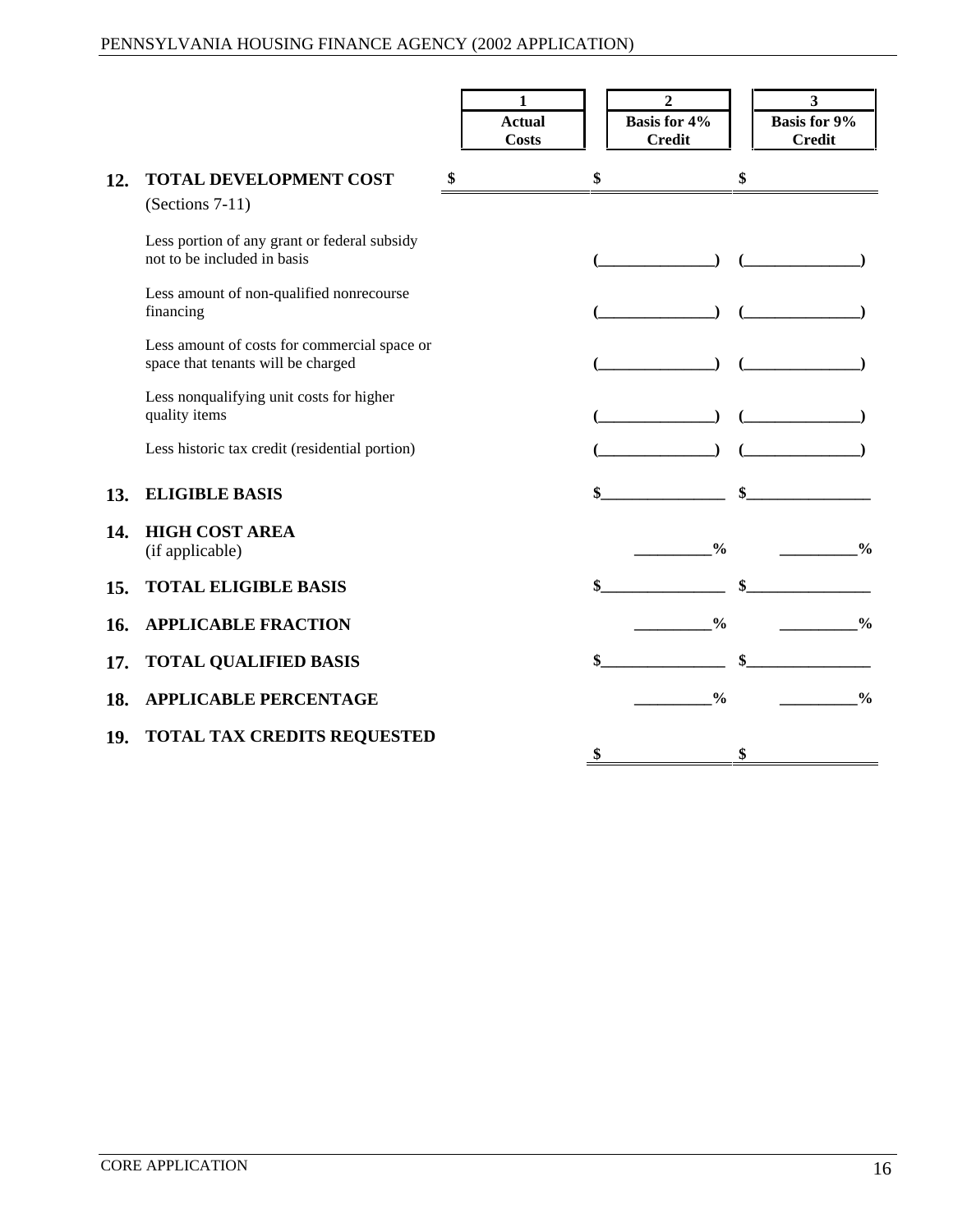| | | 1<br>Actual<br>Costs | 2<br>Basis for 4%<br>Credit | 3<br>Basis for 9%<br>Credit |
|---|---|---|---|---|
| **12.** | **TOTAL DEVELOPMENT COST**<br>(Sections 7-11) | $ | $ | $ |
| | Less portion of any grant or federal subsidy not to be included in basis | | (\_\_\_\_\_\_\_\_\_\_\_\_\_\_\_) | (\_\_\_\_\_\_\_\_\_\_\_\_\_\_\_) |
| | Less amount of non-qualified nonrecourse financing | | (\_\_\_\_\_\_\_\_\_\_\_\_\_\_\_) | (\_\_\_\_\_\_\_\_\_\_\_\_\_\_\_) |
| | Less amount of costs for commercial space or space that tenants will be charged | | (\_\_\_\_\_\_\_\_\_\_\_\_\_\_\_) | (\_\_\_\_\_\_\_\_\_\_\_\_\_\_\_) |
| | Less nonqualifying unit costs for higher quality items | | (\_\_\_\_\_\_\_\_\_\_\_\_\_\_\_) | (\_\_\_\_\_\_\_\_\_\_\_\_\_\_\_) |
| | Less historic tax credit (residential portion) | | (\_\_\_\_\_\_\_\_\_\_\_\_\_\_\_) | (\_\_\_\_\_\_\_\_\_\_\_\_\_\_\_) |
| **13.** | **ELIGIBLE BASIS** | | $\_\_\_\_\_\_\_\_\_\_\_\_\_\_\_ | $\_\_\_\_\_\_\_\_\_\_\_\_\_\_\_ |
| **14.** | **HIGH COST AREA**<br>(if applicable) | | \_\_\_\_\_\_\_\_\_% | \_\_\_\_\_\_\_\_\_% |
| **15.** | **TOTAL ELIGIBLE BASIS** | | $\_\_\_\_\_\_\_\_\_\_\_\_\_\_\_ | $\_\_\_\_\_\_\_\_\_\_\_\_\_\_\_ |
| **16.** | **APPLICABLE FRACTION** | | \_\_\_\_\_\_\_\_\_% | \_\_\_\_\_\_\_\_\_% |
| **17.** | **TOTAL QUALIFIED BASIS** | | $\_\_\_\_\_\_\_\_\_\_\_\_\_\_\_ | $\_\_\_\_\_\_\_\_\_\_\_\_\_\_\_ |
| **18.** | **APPLICABLE PERCENTAGE** | | \_\_\_\_\_\_\_\_\_% | \_\_\_\_\_\_\_\_\_% |
| **19.** | **TOTAL TAX CREDITS REQUESTED** | | $ | $ |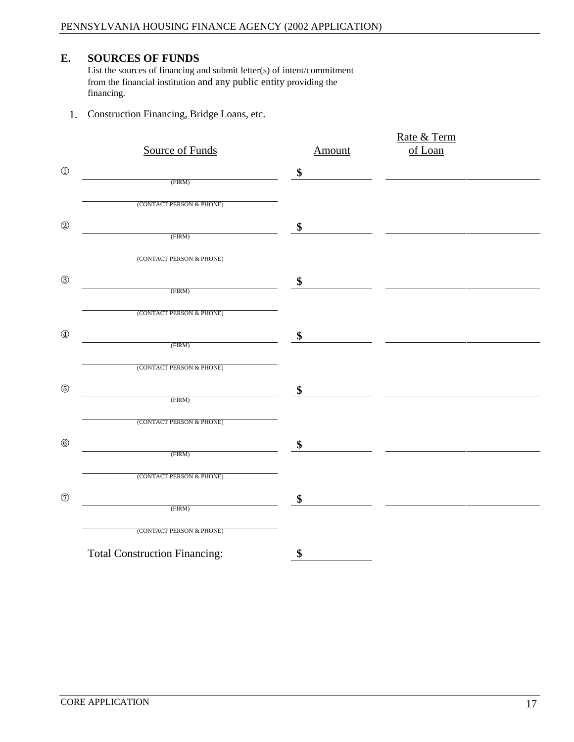## E. SOURCES OF FUNDS

List the sources of financing and submit letter(s) of intent/commitment from the financial institution and any public entity providing the financing.

1. Construction Financing, Bridge Loans, etc.

| | Source of Funds | Amount | Rate & Term of Loan | |
|---|---|---|---|---|
| ① | (FIRM) | $ | | |
| | (CONTACT PERSON & PHONE) | | | |
| ② | (FIRM) | $ | | |
| | (CONTACT PERSON & PHONE) | | | |
| ③ | (FIRM) | $ | | |
| | (CONTACT PERSON & PHONE) | | | |
| ④ | (FIRM) | $ | | |
| | (CONTACT PERSON & PHONE) | | | |
| ⑤ | (FIRM) | $ | | |
| | (CONTACT PERSON & PHONE) | | | |
| ⑥ | (FIRM) | $ | | |
| | (CONTACT PERSON & PHONE) | | | |
| ⑦ | (FIRM) | $ | | |
| | (CONTACT PERSON & PHONE) | | | |
| | Total Construction Financing: | $ | | |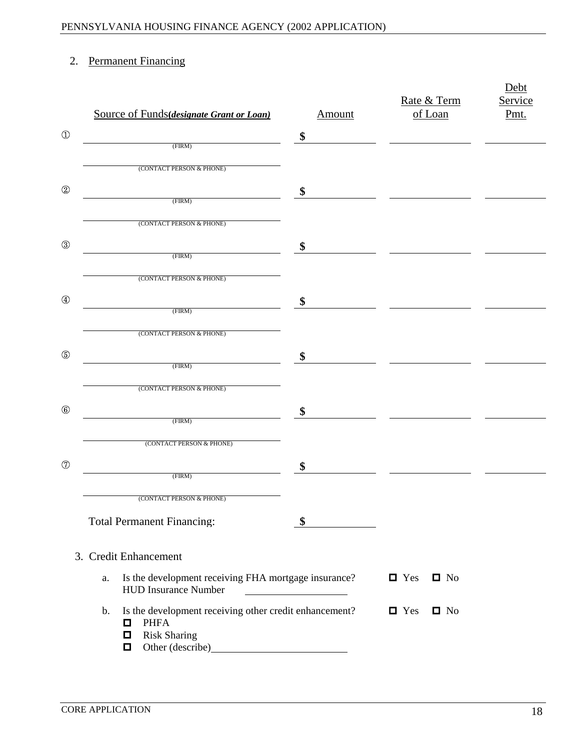## 2. Permanent Financing

| | Source of Funds ***(designate Grant or Loan)*** | Amount | Rate & Term of Loan | Debt Service Pmt. |
|---|---|---|---|---|
| ① | (FIRM) | $ | | |
| | (CONTACT PERSON & PHONE) | | | |
| ② | (FIRM) | $ | | |
| | (CONTACT PERSON & PHONE) | | | |
| ③ | (FIRM) | $ | | |
| | (CONTACT PERSON & PHONE) | | | |
| ④ | (FIRM) | $ | | |
| | (CONTACT PERSON & PHONE) | | | |
| ⑤ | (FIRM) | $ | | |
| | (CONTACT PERSON & PHONE) | | | |
| ⑥ | (FIRM) | $ | | |
| | (CONTACT PERSON & PHONE) | | | |
| ⑦ | (FIRM) | $ | | |
| | (CONTACT PERSON & PHONE) | | | |
| | Total Permanent Financing: | $ | | |

## 3. Credit Enhancement

a. Is the development receiving FHA mortgage insurance? ☐ Yes ☐ No
HUD Insurance Number ____________

b. Is the development receiving other credit enhancement? ☐ Yes ☐ No
- ☐ PHFA
- ☐ Risk Sharing
- ☐ Other (describe) ____________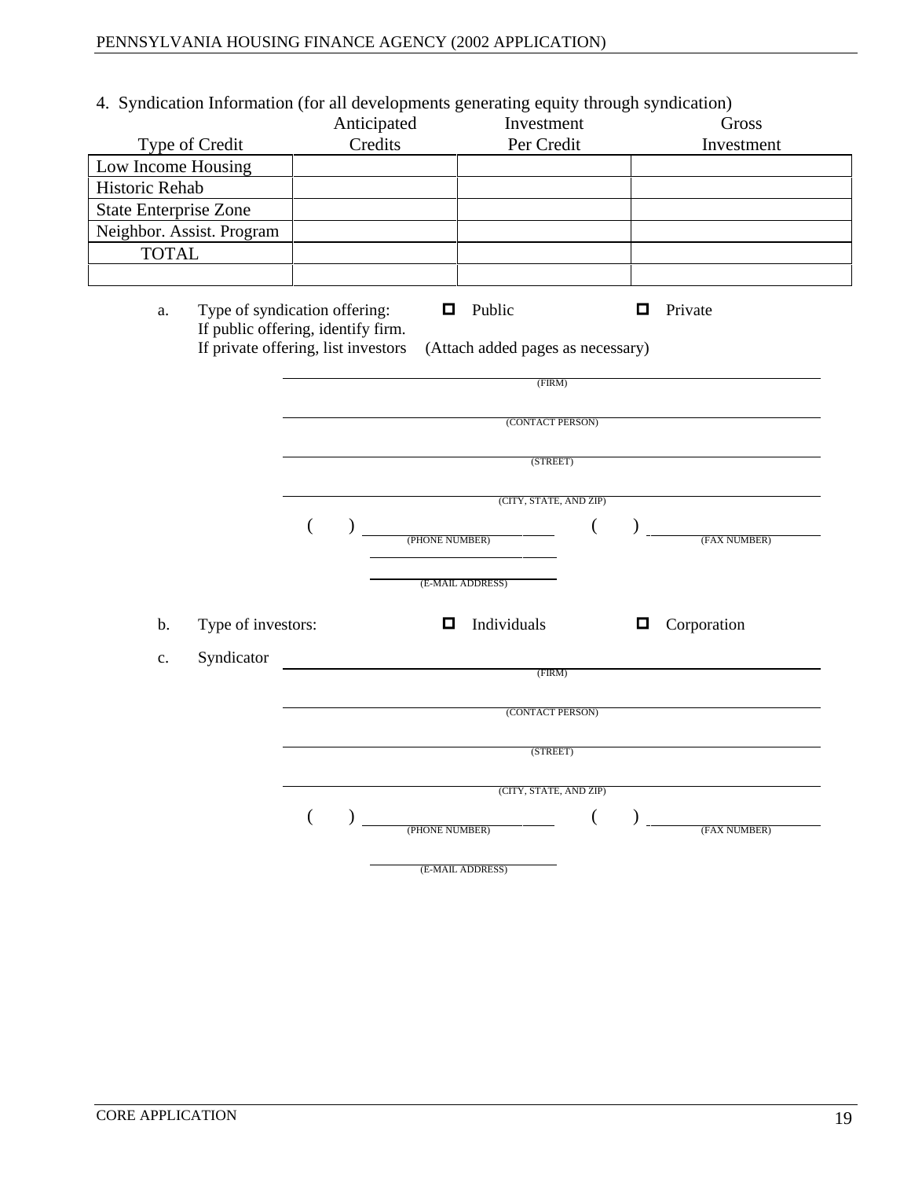4. Syndication Information (for all developments generating equity through syndication)

| Type of Credit | Anticipated Credits | Investment Per Credit | Gross Investment |
|---|---|---|---|
| Low Income Housing | | | |
| Historic Rehab | | | |
| State Enterprise Zone | | | |
| Neighbor. Assist. Program | | | |
| TOTAL | | | |
| | | | |

a. Type of syndication offering: ☐ Public ☐ Private
If public offering, identify firm.
If private offering, list investors (Attach added pages as necessary)

______________________________ (FIRM)

______________________________ (CONTACT PERSON)

______________________________ (STREET)

______________________________ (CITY, STATE, AND ZIP)

( ) ______________ (PHONE NUMBER) ( ) ______________ (FAX NUMBER)

______________ (E-MAIL ADDRESS)

b. Type of investors: ☐ Individuals ☐ Corporation

c. Syndicator ______________________________ (FIRM)

______________________________ (CONTACT PERSON)

______________________________ (STREET)

______________________________ (CITY, STATE, AND ZIP)

( ) ______________ (PHONE NUMBER) ( ) ______________ (FAX NUMBER)

______________ (E-MAIL ADDRESS)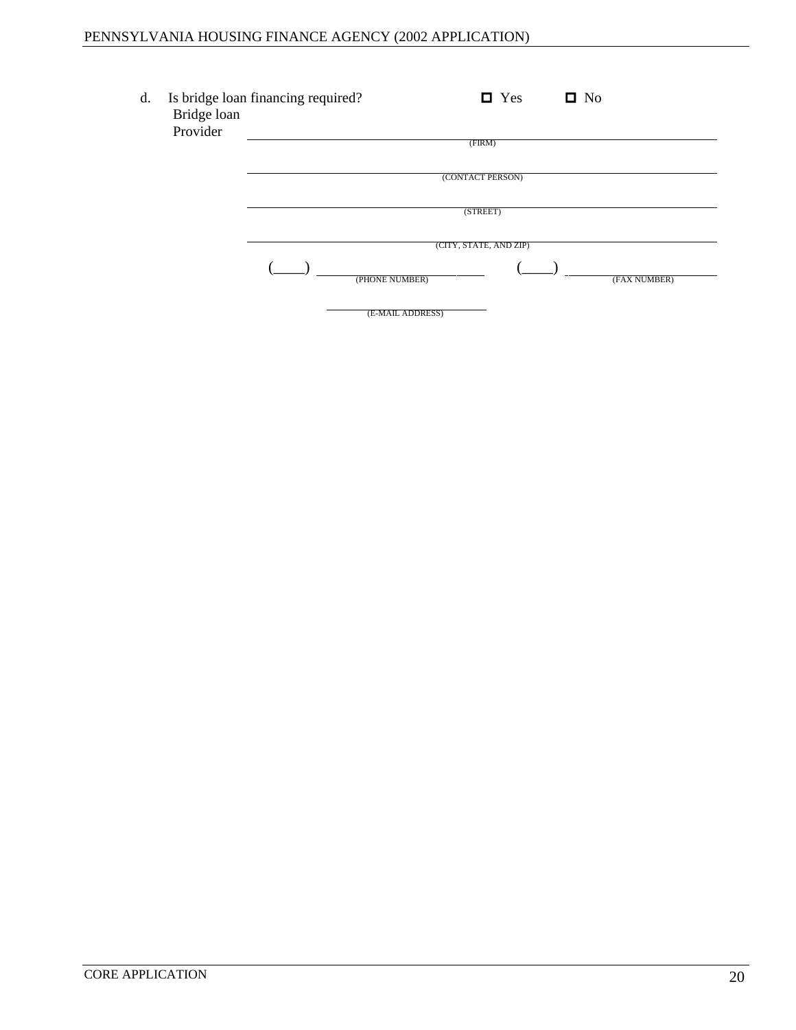d. Is bridge loan financing required? ☐ Yes ☐ No

Bridge loan Provider

\_\_\_\_\_\_\_\_\_\_\_\_\_\_\_\_\_\_\_\_\_\_\_\_\_\_\_\_\_\_\_\_\_\_\_\_\_\_\_\_\_\_\_\_
(FIRM)

\_\_\_\_\_\_\_\_\_\_\_\_\_\_\_\_\_\_\_\_\_\_\_\_\_\_\_\_\_\_\_\_\_\_\_\_\_\_\_\_\_\_\_\_
(CONTACT PERSON)

\_\_\_\_\_\_\_\_\_\_\_\_\_\_\_\_\_\_\_\_\_\_\_\_\_\_\_\_\_\_\_\_\_\_\_\_\_\_\_\_\_\_\_\_
(STREET)

\_\_\_\_\_\_\_\_\_\_\_\_\_\_\_\_\_\_\_\_\_\_\_\_\_\_\_\_\_\_\_\_\_\_\_\_\_\_\_\_\_\_\_\_
(CITY, STATE, AND ZIP)

(\_\_\_\_) \_\_\_\_\_\_\_\_\_\_\_\_\_\_\_\_\_\_\_\_ (\_\_\_\_) \_\_\_\_\_\_\_\_\_\_\_\_\_\_\_\_\_\_\_\_
(PHONE NUMBER) (FAX NUMBER)

\_\_\_\_\_\_\_\_\_\_\_\_\_\_\_\_\_\_\_\_\_\_\_\_
(E-MAIL ADDRESS)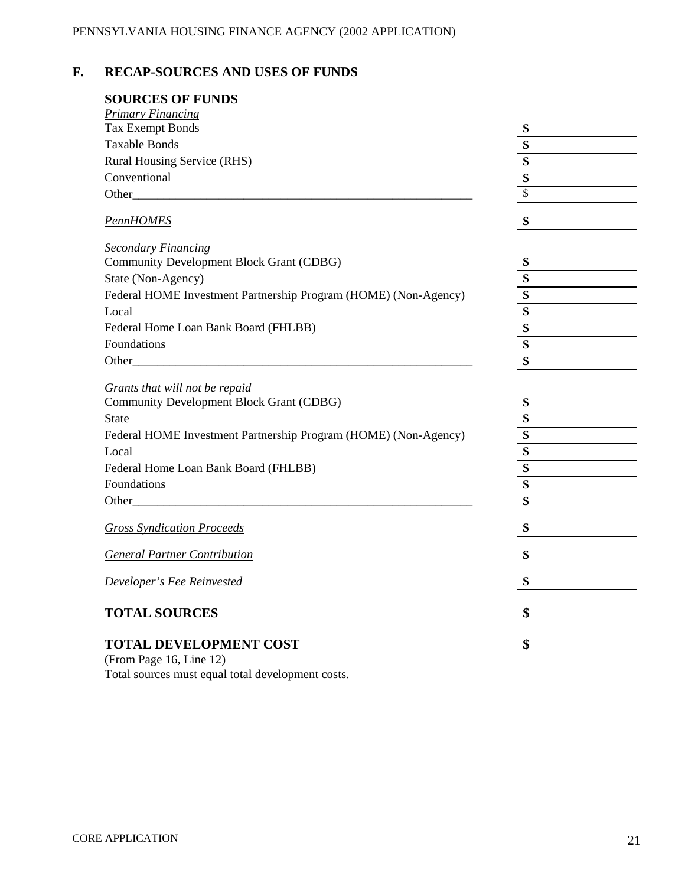## F. RECAP-SOURCES AND USES OF FUNDS

### SOURCES OF FUNDS

| | |
|---|---|
| ***Primary Financing*** | |
| Tax Exempt Bonds | $ |
| Taxable Bonds | $ |
| Rural Housing Service (RHS) | $ |
| Conventional | $ |
| Other____________________________________________________________ | $ |
| ***PennHOMES*** | $ |
| ***Secondary Financing*** | |
| Community Development Block Grant (CDBG) | $ |
| State (Non-Agency) | $ |
| Federal HOME Investment Partnership Program (HOME) (Non-Agency) | $ |
| Local | $ |
| Federal Home Loan Bank Board (FHLBB) | $ |
| Foundations | $ |
| Other____________________________________________________________ | $ |
| ***Grants that will not be repaid*** | |
| Community Development Block Grant (CDBG) | $ |
| State | $ |
| Federal HOME Investment Partnership Program (HOME) (Non-Agency) | $ |
| Local | $ |
| Federal Home Loan Bank Board (FHLBB) | $ |
| Foundations | $ |
| Other____________________________________________________________ | $ |
| ***Gross Syndication Proceeds*** | $ |
| ***General Partner Contribution*** | $ |
| ***Developer's Fee Reinvested*** | $ |
| **TOTAL SOURCES** | $ |
| **TOTAL DEVELOPMENT COST** | $ |

(From Page 16, Line 12)
Total sources must equal total development costs.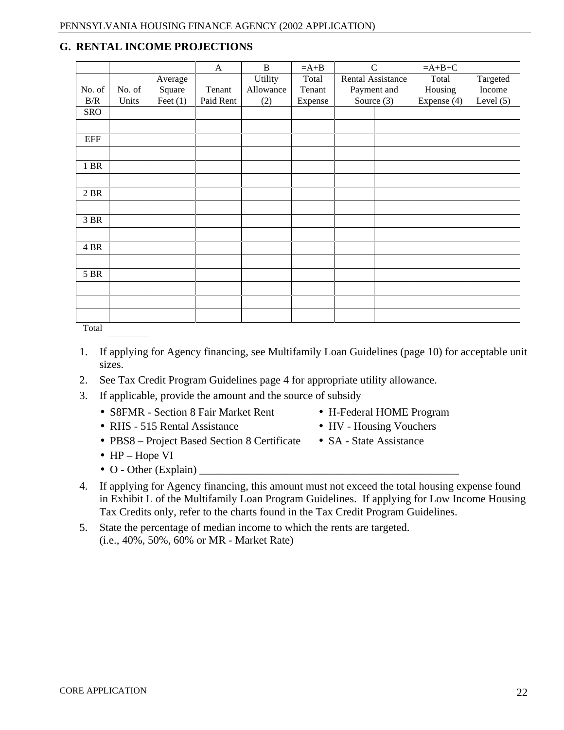## G. RENTAL INCOME PROJECTIONS

| | | | A | B | =A+B | C | | =A+B+C | |
|---|---|---|---|---|---|---|---|---|---|
| No. of B/R | No. of Units | Average Square Feet (1) | Tenant Paid Rent | Utility Allowance (2) | Total Tenant Expense | Rental Assistance Payment and Source (3) | | Total Housing Expense (4) | Targeted Income Level (5) |
| SRO | | | | | | | | | |
| | | | | | | | | | |
| EFF | | | | | | | | | |
| | | | | | | | | | |
| 1 BR | | | | | | | | | |
| | | | | | | | | | |
| 2 BR | | | | | | | | | |
| | | | | | | | | | |
| 3 BR | | | | | | | | | |
| | | | | | | | | | |
| 4 BR | | | | | | | | | |
| | | | | | | | | | |
| 5 BR | | | | | | | | | |
| | | | | | | | | | |
| | | | | | | | | | |
| | | | | | | | | | |
| Total | | | | | | | | | |

1. If applying for Agency financing, see Multifamily Loan Guidelines (page 10) for acceptable unit sizes.
2. See Tax Credit Program Guidelines page 4 for appropriate utility allowance.
3. If applicable, provide the amount and the source of subsidy
   - S8FMR - Section 8 Fair Market Rent
   - RHS - 515 Rental Assistance
   - PBS8 – Project Based Section 8 Certificate
   - HP – Hope VI
   - H-Federal HOME Program
   - HV - Housing Vouchers
   - SA - State Assistance
   - O - Other (Explain) _______________________________________________
4. If applying for Agency financing, this amount must not exceed the total housing expense found in Exhibit L of the Multifamily Loan Program Guidelines. If applying for Low Income Housing Tax Credits only, refer to the charts found in the Tax Credit Program Guidelines.
5. State the percentage of median income to which the rents are targeted. (i.e., 40%, 50%, 60% or MR - Market Rate)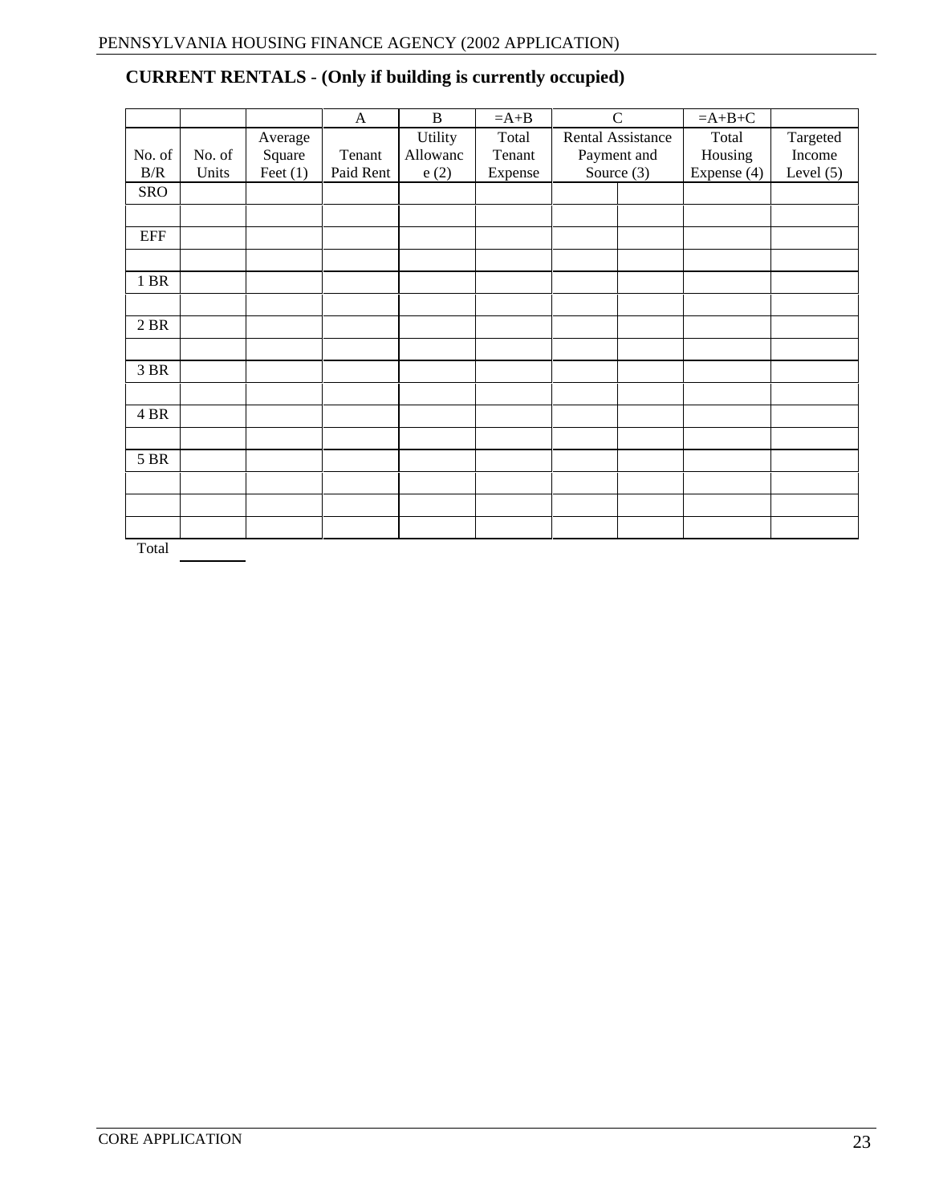## CURRENT RENTALS - (Only if building is currently occupied)

| | | | A | B | =A+B | C | | =A+B+C | |
|---|---|---|---|---|---|---|---|---|---|
| No. of B/R | No. of Units | Average Square Feet (1) | Tenant Paid Rent | Utility Allowance (2) | Total Tenant Expense | Rental Assistance Payment and Source (3) | | Total Housing Expense (4) | Targeted Income Level (5) |
| SRO | | | | | | | | | |
| | | | | | | | | | |
| EFF | | | | | | | | | |
| | | | | | | | | | |
| 1 BR | | | | | | | | | |
| | | | | | | | | | |
| 2 BR | | | | | | | | | |
| | | | | | | | | | |
| 3 BR | | | | | | | | | |
| | | | | | | | | | |
| 4 BR | | | | | | | | | |
| | | | | | | | | | |
| 5 BR | | | | | | | | | |
| | | | | | | | | | |
| | | | | | | | | | |
| | | | | | | | | | |
| Total | | | | | | | | | |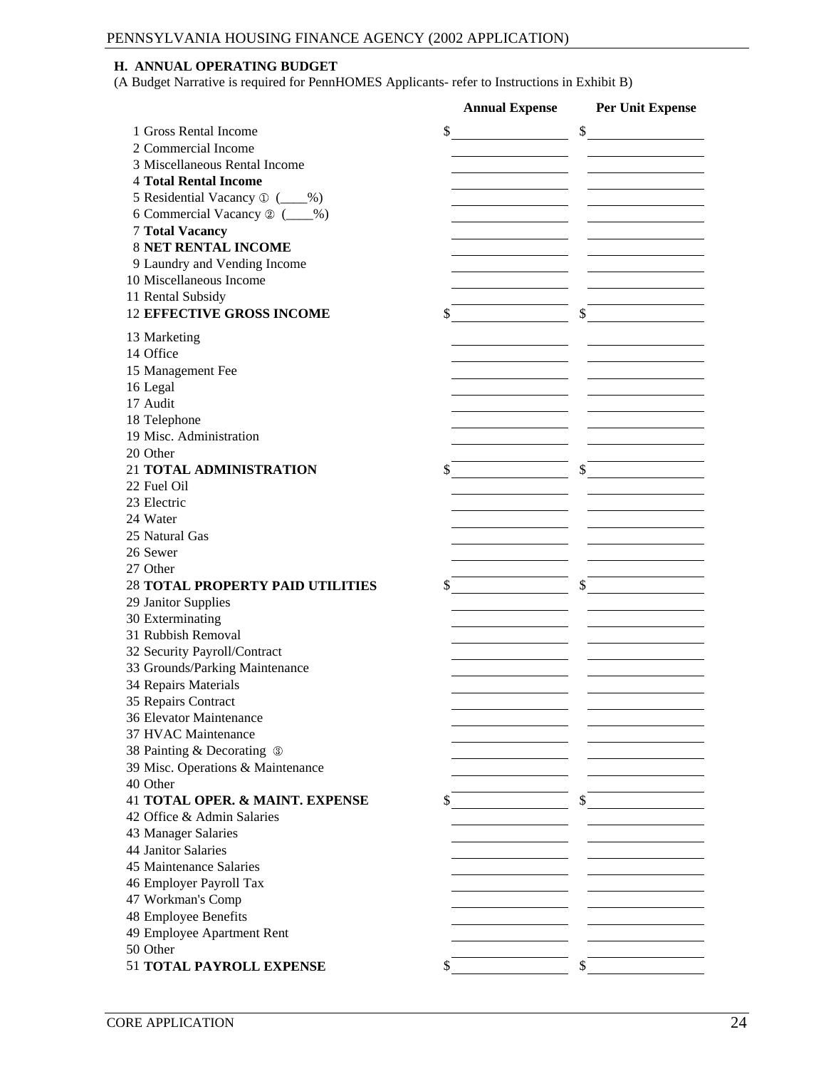## H. ANNUAL OPERATING BUDGET

(A Budget Narrative is required for PennHOMES Applicants- refer to Instructions in Exhibit B)

| | Annual Expense | Per Unit Expense |
|---|---|---|
| 1 Gross Rental Income | $ | $ |
| 2 Commercial Income | | |
| 3 Miscellaneous Rental Income | | |
| 4 **Total Rental Income** | | |
| 5 Residential Vacancy ① (____%) | | |
| 6 Commercial Vacancy ② (____%) | | |
| 7 **Total Vacancy** | | |
| 8 **NET RENTAL INCOME** | | |
| 9 Laundry and Vending Income | | |
| 10 Miscellaneous Income | | |
| 11 Rental Subsidy | | |
| 12 **EFFECTIVE GROSS INCOME** | $ | $ |
| 13 Marketing | | |
| 14 Office | | |
| 15 Management Fee | | |
| 16 Legal | | |
| 17 Audit | | |
| 18 Telephone | | |
| 19 Misc. Administration | | |
| 20 Other | | |
| 21 **TOTAL ADMINISTRATION** | $ | $ |
| 22 Fuel Oil | | |
| 23 Electric | | |
| 24 Water | | |
| 25 Natural Gas | | |
| 26 Sewer | | |
| 27 Other | | |
| 28 **TOTAL PROPERTY PAID UTILITIES** | $ | $ |
| 29 Janitor Supplies | | |
| 30 Exterminating | | |
| 31 Rubbish Removal | | |
| 32 Security Payroll/Contract | | |
| 33 Grounds/Parking Maintenance | | |
| 34 Repairs Materials | | |
| 35 Repairs Contract | | |
| 36 Elevator Maintenance | | |
| 37 HVAC Maintenance | | |
| 38 Painting & Decorating ③ | | |
| 39 Misc. Operations & Maintenance | | |
| 40 Other | | |
| 41 **TOTAL OPER. & MAINT. EXPENSE** | $ | $ |
| 42 Office & Admin Salaries | | |
| 43 Manager Salaries | | |
| 44 Janitor Salaries | | |
| 45 Maintenance Salaries | | |
| 46 Employer Payroll Tax | | |
| 47 Workman's Comp | | |
| 48 Employee Benefits | | |
| 49 Employee Apartment Rent | | |
| 50 Other | | |
| 51 **TOTAL PAYROLL EXPENSE** | $ | $ |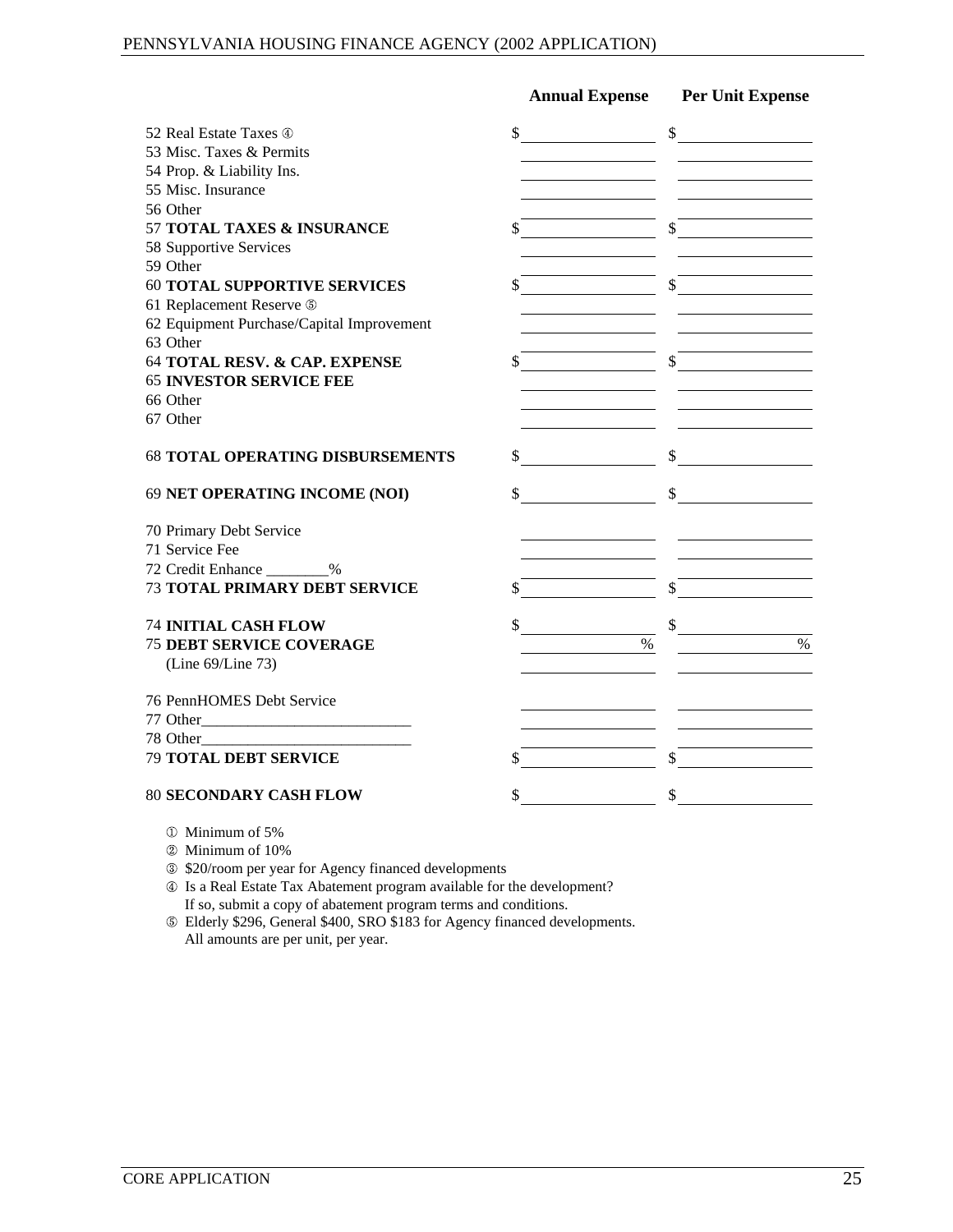| | Annual Expense | Per Unit Expense |
|---|---|---|
| 52 Real Estate Taxes ④ | $ | $ |
| 53 Misc. Taxes & Permits | | |
| 54 Prop. & Liability Ins. | | |
| 55 Misc. Insurance | | |
| 56 Other | | |
| 57 **TOTAL TAXES & INSURANCE** | $ | $ |
| 58 Supportive Services | | |
| 59 Other | | |
| 60 **TOTAL SUPPORTIVE SERVICES** | $ | $ |
| 61 Replacement Reserve ⑤ | | |
| 62 Equipment Purchase/Capital Improvement | | |
| 63 Other | | |
| 64 **TOTAL RESV. & CAP. EXPENSE** | $ | $ |
| 65 **INVESTOR SERVICE FEE** | | |
| 66 Other | | |
| 67 Other | | |
| 68 **TOTAL OPERATING DISBURSEMENTS** | $ | $ |
| 69 **NET OPERATING INCOME (NOI)** | $ | $ |
| 70 Primary Debt Service | | |
| 71 Service Fee | | |
| 72 Credit Enhance ________% | | |
| 73 **TOTAL PRIMARY DEBT SERVICE** | $ | $ |
| 74 **INITIAL CASH FLOW** | $ | $ |
| 75 **DEBT SERVICE COVERAGE** (Line 69/Line 73) | % | % |
| 76 PennHOMES Debt Service | | |
| 77 Other___________________________ | | |
| 78 Other___________________________ | | |
| 79 **TOTAL DEBT SERVICE** | $ | $ |
| 80 **SECONDARY CASH FLOW** | $ | $ |

① Minimum of 5%
② Minimum of 10%
③ $20/room per year for Agency financed developments
④ Is a Real Estate Tax Abatement program available for the development? If so, submit a copy of abatement program terms and conditions.
⑤ Elderly $296, General $400, SRO $183 for Agency financed developments. All amounts are per unit, per year.